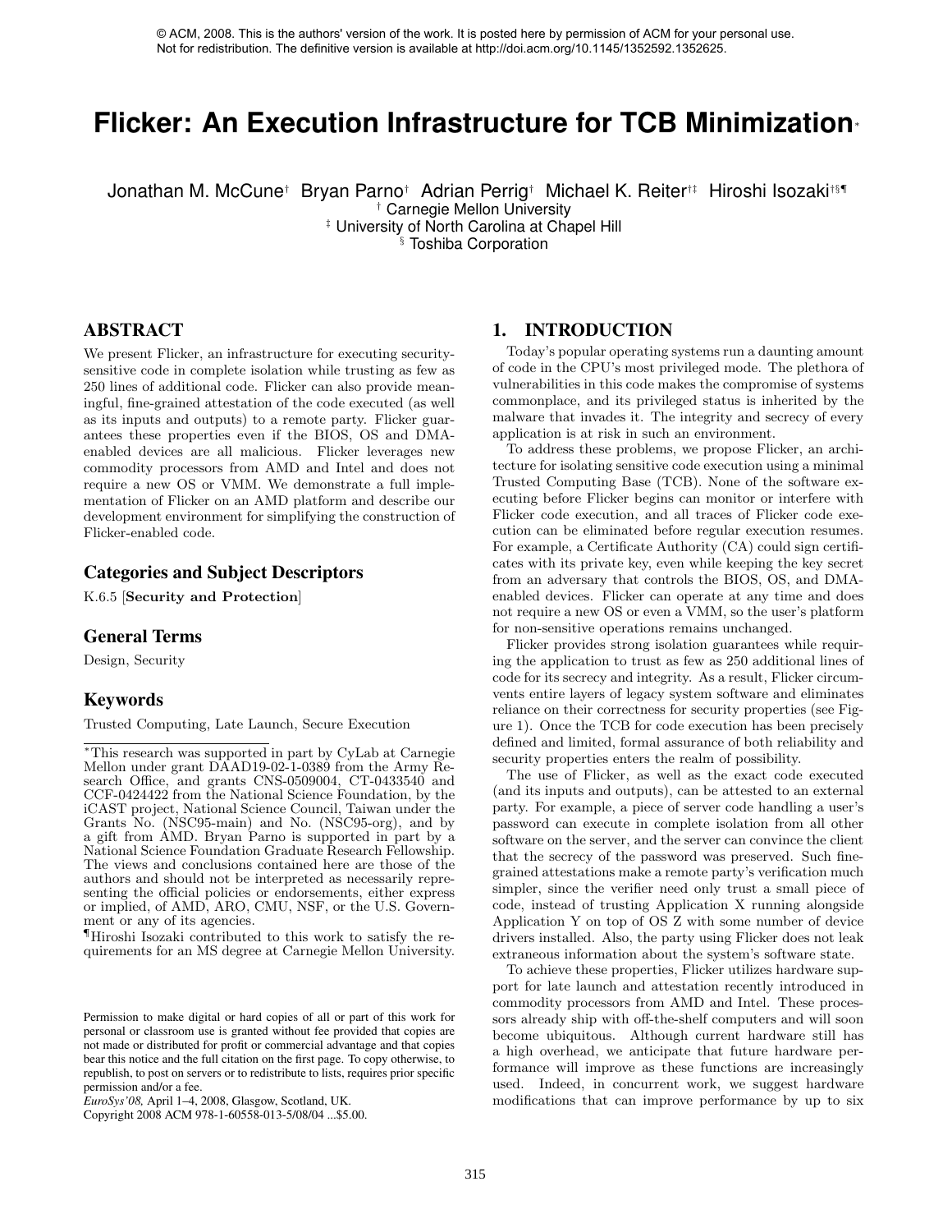© ACM, 2008. This is the authors' version of the work. It is posted here by permission of ACM for your personal use. Not for redistribution. The definitive version is available at http://doi.acm.org/10.1145/1352592.1352625.

# Flicker: An Execution Infrastructure for TCB Minimization[*]

Jonathan M. McCune[†] Bryan Parno[†] Adrian Perrig[†] Michael K. Reiter[†‡] Hiroshi Isozaki[†§¶]

[†] Carnegie Mellon University
[‡] University of North Carolina at Chapel Hill
[§] Toshiba Corporation

## ABSTRACT

We present Flicker, an infrastructure for executing security-sensitive code in complete isolation while trusting as few as 250 lines of additional code. Flicker can also provide meaningful, fine-grained attestation of the code executed (as well as its inputs and outputs) to a remote party. Flicker guarantees these properties even if the BIOS, OS and DMA-enabled devices are all malicious. Flicker leverages new commodity processors from AMD and Intel and does not require a new OS or VMM. We demonstrate a full implementation of Flicker on an AMD platform and describe our development environment for simplifying the construction of Flicker-enabled code.

### Categories and Subject Descriptors

K.6.5 [**Security and Protection**]

### General Terms

Design, Security

### Keywords

Trusted Computing, Late Launch, Secure Execution

[*]This research was supported in part by CyLab at Carnegie Mellon under grant DAAD19-02-1-0389 from the Army Research Office, and grants CNS-0509004, CT-0433540 and CCF-0424422 from the National Science Foundation, by the iCAST project, National Science Council, Taiwan under the Grants No. (NSC95-main) and No. (NSC95-org), and by a gift from AMD. Bryan Parno is supported in part by a National Science Foundation Graduate Research Fellowship. The views and conclusions contained here are those of the authors and should not be interpreted as necessarily representing the official policies or endorsements, either express or implied, of AMD, ARO, CMU, NSF, or the U.S. Government or any of its agencies.

[¶]Hiroshi Isozaki contributed to this work to satisfy the requirements for an MS degree at Carnegie Mellon University.

Permission to make digital or hard copies of all or part of this work for personal or classroom use is granted without fee provided that copies are not made or distributed for profit or commercial advantage and that copies bear this notice and the full citation on the first page. To copy otherwise, to republish, to post on servers or to redistribute to lists, requires prior specific permission and/or a fee.
*EuroSys'08,* April 1–4, 2008, Glasgow, Scotland, UK.
Copyright 2008 ACM 978-1-60558-013-5/08/04 ...$5.00.

## 1. INTRODUCTION

Today's popular operating systems run a daunting amount of code in the CPU's most privileged mode. The plethora of vulnerabilities in this code makes the compromise of systems commonplace, and its privileged status is inherited by the malware that invades it. The integrity and secrecy of every application is at risk in such an environment.

To address these problems, we propose Flicker, an architecture for isolating sensitive code execution using a minimal Trusted Computing Base (TCB). None of the software executing before Flicker begins can monitor or interfere with Flicker code execution, and all traces of Flicker code execution can be eliminated before regular execution resumes. For example, a Certificate Authority (CA) could sign certificates with its private key, even while keeping the key secret from an adversary that controls the BIOS, OS, and DMA-enabled devices. Flicker can operate at any time and does not require a new OS or even a VMM, so the user's platform for non-sensitive operations remains unchanged.

Flicker provides strong isolation guarantees while requiring the application to trust as few as 250 additional lines of code for its secrecy and integrity. As a result, Flicker circumvents entire layers of legacy system software and eliminates reliance on their correctness for security properties (see Figure 1). Once the TCB for code execution has been precisely defined and limited, formal assurance of both reliability and security properties enters the realm of possibility.

The use of Flicker, as well as the exact code executed (and its inputs and outputs), can be attested to an external party. For example, a piece of server code handling a user's password can execute in complete isolation from all other software on the server, and the server can convince the client that the secrecy of the password was preserved. Such fine-grained attestations make a remote party's verification much simpler, since the verifier need only trust a small piece of code, instead of trusting Application X running alongside Application Y on top of OS Z with some number of device drivers installed. Also, the party using Flicker does not leak extraneous information about the system's software state.

To achieve these properties, Flicker utilizes hardware support for late launch and attestation recently introduced in commodity processors from AMD and Intel. These processors already ship with off-the-shelf computers and will soon become ubiquitous. Although current hardware still has a high overhead, we anticipate that future hardware performance will improve as these functions are increasingly used. Indeed, in concurrent work, we suggest hardware modifications that can improve performance by up to six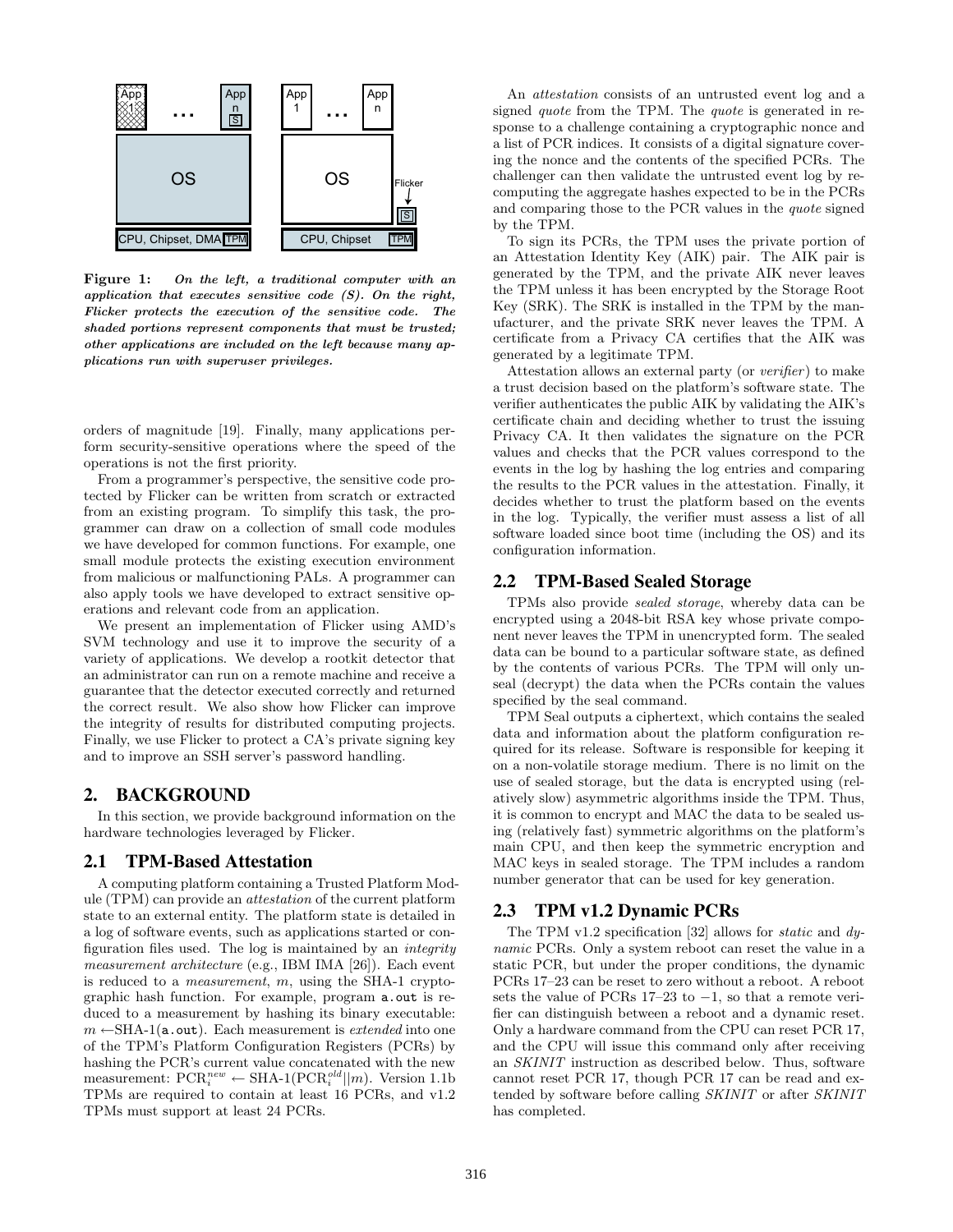**Figure 1:** ***On the left, a traditional computer with an application that executes sensitive code (S). On the right, Flicker protects the execution of the sensitive code. The shaded portions represent components that must be trusted; other applications are included on the left because many applications run with superuser privileges.***

orders of magnitude [19]. Finally, many applications perform security-sensitive operations where the speed of the operations is not the first priority.

From a programmer's perspective, the sensitive code protected by Flicker can be written from scratch or extracted from an existing program. To simplify this task, the programmer can draw on a collection of small code modules we have developed for common functions. For example, one small module protects the existing execution environment from malicious or malfunctioning PALs. A programmer can also apply tools we have developed to extract sensitive operations and relevant code from an application.

We present an implementation of Flicker using AMD's SVM technology and use it to improve the security of a variety of applications. We develop a rootkit detector that an administrator can run on a remote machine and receive a guarantee that the detector executed correctly and returned the correct result. We also show how Flicker can improve the integrity of results for distributed computing projects. Finally, we use Flicker to protect a CA's private signing key and to improve an SSH server's password handling.

## 2. BACKGROUND

In this section, we provide background information on the hardware technologies leveraged by Flicker.

### 2.1 TPM-Based Attestation

A computing platform containing a Trusted Platform Module (TPM) can provide an *attestation* of the current platform state to an external entity. The platform state is detailed in a log of software events, such as applications started or configuration files used. The log is maintained by an *integrity measurement architecture* (e.g., IBM IMA [26]). Each event is reduced to a *measurement*, $m$, using the SHA-1 cryptographic hash function. For example, program `a.out` is reduced to a measurement by hashing its binary executable: $m \leftarrow$SHA-1(`a.out`). Each measurement is *extended* into one of the TPM's Platform Configuration Registers (PCRs) by hashing the PCR's current value concatenated with the new measurement: $\text{PCR}_i^{new} \leftarrow \text{SHA-1}(\text{PCR}_i^{old}||m)$. Version 1.1b TPMs are required to contain at least 16 PCRs, and v1.2 TPMs must support at least 24 PCRs.

An *attestation* consists of an untrusted event log and a signed *quote* from the TPM. The *quote* is generated in response to a challenge containing a cryptographic nonce and a list of PCR indices. It consists of a digital signature covering the nonce and the contents of the specified PCRs. The challenger can then validate the untrusted event log by recomputing the aggregate hashes expected to be in the PCRs and comparing those to the PCR values in the *quote* signed by the TPM.

To sign its PCRs, the TPM uses the private portion of an Attestation Identity Key (AIK) pair. The AIK pair is generated by the TPM, and the private AIK never leaves the TPM unless it has been encrypted by the Storage Root Key (SRK). The SRK is installed in the TPM by the manufacturer, and the private SRK never leaves the TPM. A certificate from a Privacy CA certifies that the AIK was generated by a legitimate TPM.

Attestation allows an external party (or *verifier*) to make a trust decision based on the platform's software state. The verifier authenticates the public AIK by validating the AIK's certificate chain and deciding whether to trust the issuing Privacy CA. It then validates the signature on the PCR values and checks that the PCR values correspond to the events in the log by hashing the log entries and comparing the results to the PCR values in the attestation. Finally, it decides whether to trust the platform based on the events in the log. Typically, the verifier must assess a list of all software loaded since boot time (including the OS) and its configuration information.

### 2.2 TPM-Based Sealed Storage

TPMs also provide *sealed storage*, whereby data can be encrypted using a 2048-bit RSA key whose private component never leaves the TPM in unencrypted form. The sealed data can be bound to a particular software state, as defined by the contents of various PCRs. The TPM will only unseal (decrypt) the data when the PCRs contain the values specified by the seal command.

TPM Seal outputs a ciphertext, which contains the sealed data and information about the platform configuration required for its release. Software is responsible for keeping it on a non-volatile storage medium. There is no limit on the use of sealed storage, but the data is encrypted using (relatively slow) asymmetric algorithms inside the TPM. Thus, it is common to encrypt and MAC the data to be sealed using (relatively fast) symmetric algorithms on the platform's main CPU, and then keep the symmetric encryption and MAC keys in sealed storage. The TPM includes a random number generator that can be used for key generation.

### 2.3 TPM v1.2 Dynamic PCRs

The TPM v1.2 specification [32] allows for *static* and *dynamic* PCRs. Only a system reboot can reset the value in a static PCR, but under the proper conditions, the dynamic PCRs 17–23 can be reset to zero without a reboot. A reboot sets the value of PCRs 17–23 to $-1$, so that a remote verifier can distinguish between a reboot and a dynamic reset. Only a hardware command from the CPU can reset PCR 17, and the CPU will issue this command only after receiving an *SKINIT* instruction as described below. Thus, software cannot reset PCR 17, though PCR 17 can be read and extended by software before calling *SKINIT* or after *SKINIT* has completed.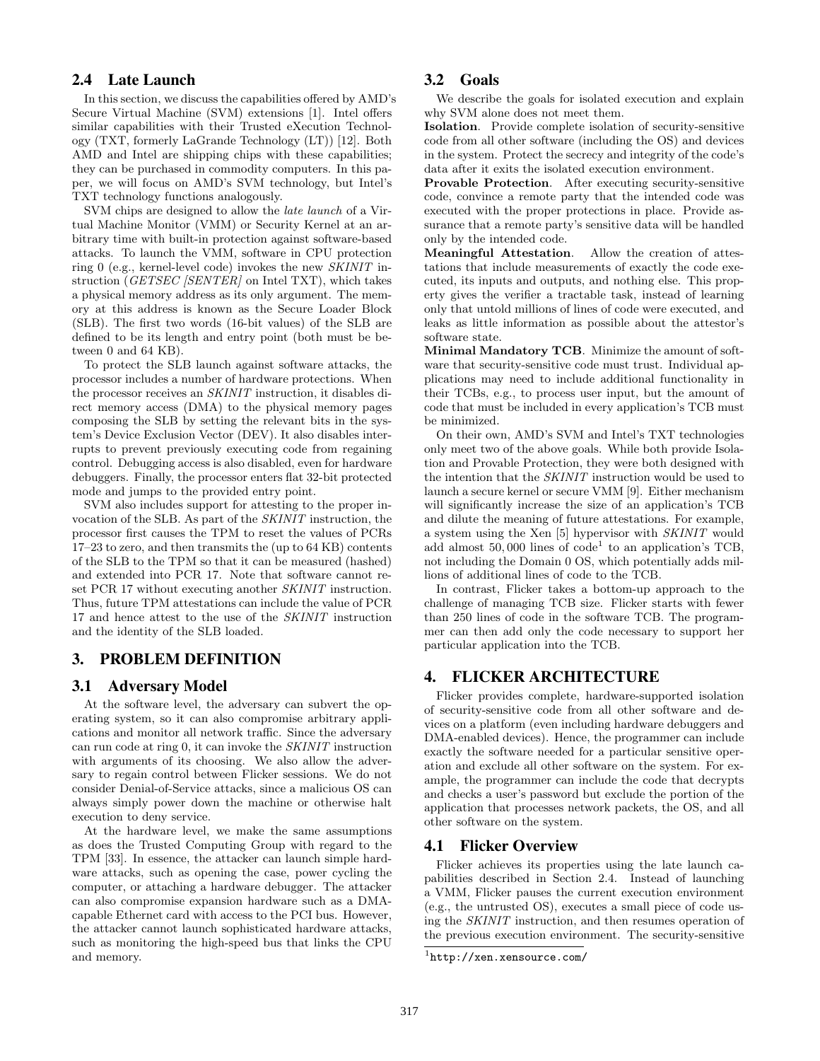### 2.4 Late Launch

In this section, we discuss the capabilities offered by AMD's Secure Virtual Machine (SVM) extensions [1]. Intel offers similar capabilities with their Trusted eXecution Technology (TXT, formerly LaGrande Technology (LT)) [12]. Both AMD and Intel are shipping chips with these capabilities; they can be purchased in commodity computers. In this paper, we will focus on AMD's SVM technology, but Intel's TXT technology functions analogously.

SVM chips are designed to allow the *late launch* of a Virtual Machine Monitor (VMM) or Security Kernel at an arbitrary time with built-in protection against software-based attacks. To launch the VMM, software in CPU protection ring 0 (e.g., kernel-level code) invokes the new *SKINIT* instruction (*GETSEC [SENTER]* on Intel TXT), which takes a physical memory address as its only argument. The memory at this address is known as the Secure Loader Block (SLB). The first two words (16-bit values) of the SLB are defined to be its length and entry point (both must be between 0 and 64 KB).

To protect the SLB launch against software attacks, the processor includes a number of hardware protections. When the processor receives an *SKINIT* instruction, it disables direct memory access (DMA) to the physical memory pages composing the SLB by setting the relevant bits in the system's Device Exclusion Vector (DEV). It also disables interrupts to prevent previously executing code from regaining control. Debugging access is also disabled, even for hardware debuggers. Finally, the processor enters flat 32-bit protected mode and jumps to the provided entry point.

SVM also includes support for attesting to the proper invocation of the SLB. As part of the *SKINIT* instruction, the processor first causes the TPM to reset the values of PCRs 17–23 to zero, and then transmits the (up to 64 KB) contents of the SLB to the TPM so that it can be measured (hashed) and extended into PCR 17. Note that software cannot reset PCR 17 without executing another *SKINIT* instruction. Thus, future TPM attestations can include the value of PCR 17 and hence attest to the use of the *SKINIT* instruction and the identity of the SLB loaded.

## 3. PROBLEM DEFINITION

### 3.1 Adversary Model

At the software level, the adversary can subvert the operating system, so it can also compromise arbitrary applications and monitor all network traffic. Since the adversary can run code at ring 0, it can invoke the *SKINIT* instruction with arguments of its choosing. We also allow the adversary to regain control between Flicker sessions. We do not consider Denial-of-Service attacks, since a malicious OS can always simply power down the machine or otherwise halt execution to deny service.

At the hardware level, we make the same assumptions as does the Trusted Computing Group with regard to the TPM [33]. In essence, the attacker can launch simple hardware attacks, such as opening the case, power cycling the computer, or attaching a hardware debugger. The attacker can also compromise expansion hardware such as a DMA-capable Ethernet card with access to the PCI bus. However, the attacker cannot launch sophisticated hardware attacks, such as monitoring the high-speed bus that links the CPU and memory.

### 3.2 Goals

We describe the goals for isolated execution and explain why SVM alone does not meet them.

**Isolation**. Provide complete isolation of security-sensitive code from all other software (including the OS) and devices in the system. Protect the secrecy and integrity of the code's data after it exits the isolated execution environment.

**Provable Protection**. After executing security-sensitive code, convince a remote party that the intended code was executed with the proper protections in place. Provide assurance that a remote party's sensitive data will be handled only by the intended code.

**Meaningful Attestation**. Allow the creation of attestations that include measurements of exactly the code executed, its inputs and outputs, and nothing else. This property gives the verifier a tractable task, instead of learning only that untold millions of lines of code were executed, and leaks as little information as possible about the attestor's software state.

**Minimal Mandatory TCB**. Minimize the amount of software that security-sensitive code must trust. Individual applications may need to include additional functionality in their TCBs, e.g., to process user input, but the amount of code that must be included in every application's TCB must be minimized.

On their own, AMD's SVM and Intel's TXT technologies only meet two of the above goals. While both provide Isolation and Provable Protection, they were both designed with the intention that the *SKINIT* instruction would be used to launch a secure kernel or secure VMM [9]. Either mechanism will significantly increase the size of an application's TCB and dilute the meaning of future attestations. For example, a system using the Xen [5] hypervisor with *SKINIT* would add almost 50,000 lines of code[1] to an application's TCB, not including the Domain 0 OS, which potentially adds millions of additional lines of code to the TCB.

In contrast, Flicker takes a bottom-up approach to the challenge of managing TCB size. Flicker starts with fewer than 250 lines of code in the software TCB. The programmer can then add only the code necessary to support her particular application into the TCB.

## 4. FLICKER ARCHITECTURE

Flicker provides complete, hardware-supported isolation of security-sensitive code from all other software and devices on a platform (even including hardware debuggers and DMA-enabled devices). Hence, the programmer can include exactly the software needed for a particular sensitive operation and exclude all other software on the system. For example, the programmer can include the code that decrypts and checks a user's password but exclude the portion of the application that processes network packets, the OS, and all other software on the system.

### 4.1 Flicker Overview

Flicker achieves its properties using the late launch capabilities described in Section 2.4. Instead of launching a VMM, Flicker pauses the current execution environment (e.g., the untrusted OS), executes a small piece of code using the *SKINIT* instruction, and then resumes operation of the previous execution environment. The security-sensitive

[1] http://xen.xensource.com/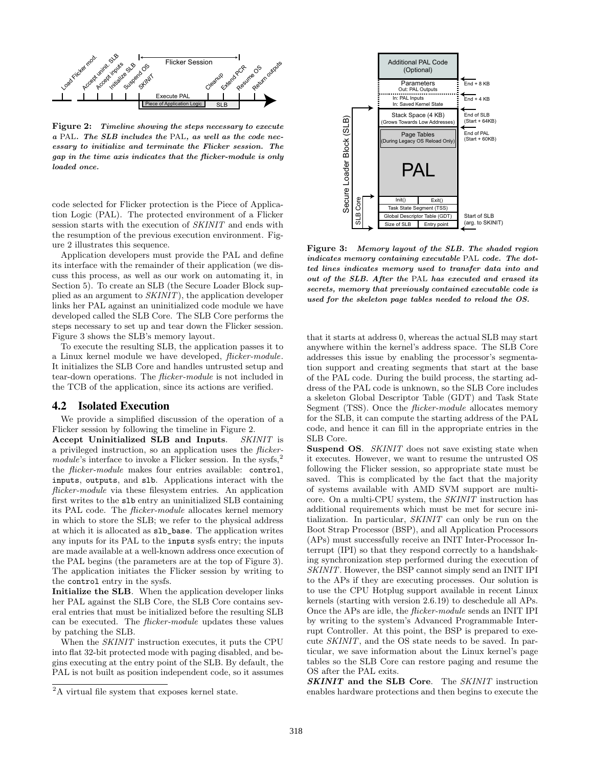Load Flicker mod.

Accept uninit. SLB

Accept inputs

Initialize SLB

Suspend OS

SKINIT

Flicker Session

Execute PAL

Piece of Application Logic

SLB

Cleanup

Extend PCR

Resume OS

Return outputs

**Figure 2:** ***Timeline showing the steps necessary to execute a*** PAL***. The SLB includes the*** PAL***, as well as the code necessary to initialize and terminate the Flicker session. The gap in the time axis indicates that the flicker-module is only loaded once.***

code selected for Flicker protection is the Piece of Application Logic (PAL). The protected environment of a Flicker session starts with the execution of *SKINIT* and ends with the resumption of the previous execution environment. Figure 2 illustrates this sequence.

Application developers must provide the PAL and define its interface with the remainder of their application (we discuss this process, as well as our work on automating it, in Section 5). To create an SLB (the Secure Loader Block supplied as an argument to *SKINIT*), the application developer links her PAL against an uninitialized code module we have developed called the SLB Core. The SLB Core performs the steps necessary to set up and tear down the Flicker session. Figure 3 shows the SLB's memory layout.

To execute the resulting SLB, the application passes it to a Linux kernel module we have developed, *flicker-module*. It initializes the SLB Core and handles untrusted setup and tear-down operations. The *flicker-module* is not included in the TCB of the application, since its actions are verified.

## 4.2 Isolated Execution

We provide a simplified discussion of the operation of a Flicker session by following the timeline in Figure 2.

**Accept Uninitialized SLB and Inputs**. *SKINIT* is a privileged instruction, so an application uses the *flicker-module*'s interface to invoke a Flicker session. In the sysfs,[2] the *flicker-module* makes four entries available: `control`, `inputs`, `outputs`, and `slb`. Applications interact with the *flicker-module* via these filesystem entries. An application first writes to the `slb` entry an uninitialized SLB containing its PAL code. The *flicker-module* allocates kernel memory in which to store the SLB; we refer to the physical address at which it is allocated as `slb_base`. The application writes any inputs for its PAL to the `inputs` sysfs entry; the inputs are made available at a well-known address once execution of the PAL begins (the parameters are at the top of Figure 3). The application initiates the Flicker session by writing to the `control` entry in the sysfs.

**Initialize the SLB**. When the application developer links her PAL against the SLB Core, the SLB Core contains several entries that must be initialized before the resulting SLB can be executed. The *flicker-module* updates these values by patching the SLB.

When the *SKINIT* instruction executes, it puts the CPU into flat 32-bit protected mode with paging disabled, and begins executing at the entry point of the SLB. By default, the PAL is not built as position independent code, so it assumes

[2]A virtual file system that exposes kernel state.

Additional PAL Code (Optional)

Parameters
Out: PAL Outputs

In: PAL Inputs
In: Saved Kernel State

Stack Space (4 KB)
(Grows Towards Low Addresses)

Page Tables
(During Legacy OS Reload Only)

PAL

Init() Exit()

Task State Segment (TSS)

Global Descriptor Table (GDT)

Size of SLB Entry point

Secure Loader Block (SLB)

SLB Core

End + 8 KB

End + 4 KB

End of SLB
(Start + 64KB)

End of PAL
(Start + 60KB)

Start of SLB
(arg. to SKINIT)

**Figure 3:** ***Memory layout of the SLB. The shaded region indicates memory containing executable*** PAL ***code. The dotted lines indicates memory used to transfer data into and out of the SLB. After the*** PAL ***has executed and erased its secrets, memory that previously contained executable code is used for the skeleton page tables needed to reload the OS.***

that it starts at address 0, whereas the actual SLB may start anywhere within the kernel's address space. The SLB Core addresses this issue by enabling the processor's segmentation support and creating segments that start at the base of the PAL code. During the build process, the starting address of the PAL code is unknown, so the SLB Core includes a skeleton Global Descriptor Table (GDT) and Task State Segment (TSS). Once the *flicker-module* allocates memory for the SLB, it can compute the starting address of the PAL code, and hence it can fill in the appropriate entries in the SLB Core.

**Suspend OS**. *SKINIT* does not save existing state when it executes. However, we want to resume the untrusted OS following the Flicker session, so appropriate state must be saved. This is complicated by the fact that the majority of systems available with AMD SVM support are multicore. On a multi-CPU system, the *SKINIT* instruction has additional requirements which must be met for secure initialization. In particular, *SKINIT* can only be run on the Boot Strap Processor (BSP), and all Application Processors (APs) must successfully receive an INIT Inter-Processor Interrupt (IPI) so that they respond correctly to a handshaking synchronization step performed during the execution of *SKINIT*. However, the BSP cannot simply send an INIT IPI to the APs if they are executing processes. Our solution is to use the CPU Hotplug support available in recent Linux kernels (starting with version 2.6.19) to deschedule all APs. Once the APs are idle, the *flicker-module* sends an INIT IPI by writing to the system's Advanced Programmable Interrupt Controller. At this point, the BSP is prepared to execute *SKINIT*, and the OS state needs to be saved. In particular, we save information about the Linux kernel's page tables so the SLB Core can restore paging and resume the OS after the PAL exits.

***SKINIT*** **and the SLB Core**. The *SKINIT* instruction enables hardware protections and then begins to execute the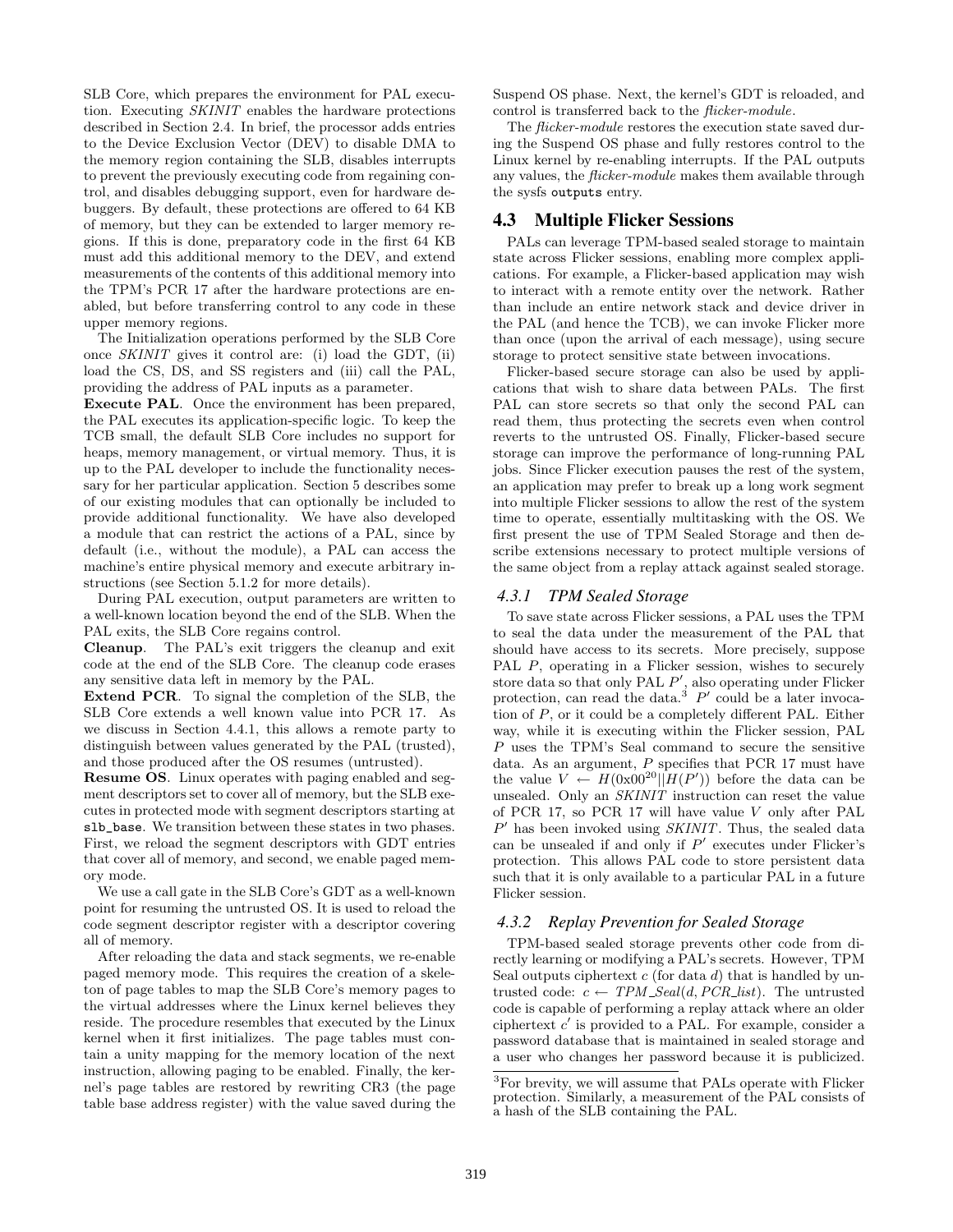SLB Core, which prepares the environment for PAL execution. Executing *SKINIT* enables the hardware protections described in Section 2.4. In brief, the processor adds entries to the Device Exclusion Vector (DEV) to disable DMA to the memory region containing the SLB, disables interrupts to prevent the previously executing code from regaining control, and disables debugging support, even for hardware debuggers. By default, these protections are offered to 64 KB of memory, but they can be extended to larger memory regions. If this is done, preparatory code in the first 64 KB must add this additional memory to the DEV, and extend measurements of the contents of this additional memory into the TPM's PCR 17 after the hardware protections are enabled, but before transferring control to any code in these upper memory regions.

The Initialization operations performed by the SLB Core once *SKINIT* gives it control are: (i) load the GDT, (ii) load the CS, DS, and SS registers and (iii) call the PAL, providing the address of PAL inputs as a parameter.

**Execute PAL**. Once the environment has been prepared, the PAL executes its application-specific logic. To keep the TCB small, the default SLB Core includes no support for heaps, memory management, or virtual memory. Thus, it is up to the PAL developer to include the functionality necessary for her particular application. Section 5 describes some of our existing modules that can optionally be included to provide additional functionality. We have also developed a module that can restrict the actions of a PAL, since by default (i.e., without the module), a PAL can access the machine's entire physical memory and execute arbitrary instructions (see Section 5.1.2 for more details).

During PAL execution, output parameters are written to a well-known location beyond the end of the SLB. When the PAL exits, the SLB Core regains control.

**Cleanup**. The PAL's exit triggers the cleanup and exit code at the end of the SLB Core. The cleanup code erases any sensitive data left in memory by the PAL.

**Extend PCR**. To signal the completion of the SLB, the SLB Core extends a well known value into PCR 17. As we discuss in Section 4.4.1, this allows a remote party to distinguish between values generated by the PAL (trusted), and those produced after the OS resumes (untrusted).

**Resume OS**. Linux operates with paging enabled and segment descriptors set to cover all of memory, but the SLB executes in protected mode with segment descriptors starting at `slb_base`. We transition between these states in two phases. First, we reload the segment descriptors with GDT entries that cover all of memory, and second, we enable paged memory mode.

We use a call gate in the SLB Core's GDT as a well-known point for resuming the untrusted OS. It is used to reload the code segment descriptor register with a descriptor covering all of memory.

After reloading the data and stack segments, we re-enable paged memory mode. This requires the creation of a skeleton of page tables to map the SLB Core's memory pages to the virtual addresses where the Linux kernel believes they reside. The procedure resembles that executed by the Linux kernel when it first initializes. The page tables must contain a unity mapping for the memory location of the next instruction, allowing paging to be enabled. Finally, the kernel's page tables are restored by rewriting CR3 (the page table base address register) with the value saved during the Suspend OS phase. Next, the kernel's GDT is reloaded, and control is transferred back to the *flicker-module*.

The *flicker-module* restores the execution state saved during the Suspend OS phase and fully restores control to the Linux kernel by re-enabling interrupts. If the PAL outputs any values, the *flicker-module* makes them available through the sysfs `outputs` entry.

## 4.3 Multiple Flicker Sessions

PALs can leverage TPM-based sealed storage to maintain state across Flicker sessions, enabling more complex applications. For example, a Flicker-based application may wish to interact with a remote entity over the network. Rather than include an entire network stack and device driver in the PAL (and hence the TCB), we can invoke Flicker more than once (upon the arrival of each message), using secure storage to protect sensitive state between invocations.

Flicker-based secure storage can also be used by applications that wish to share data between PALs. The first PAL can store secrets so that only the second PAL can read them, thus protecting the secrets even when control reverts to the untrusted OS. Finally, Flicker-based secure storage can improve the performance of long-running PAL jobs. Since Flicker execution pauses the rest of the system, an application may prefer to break up a long work segment into multiple Flicker sessions to allow the rest of the system time to operate, essentially multitasking with the OS. We first present the use of TPM Sealed Storage and then describe extensions necessary to protect multiple versions of the same object from a replay attack against sealed storage.

### 4.3.1 TPM Sealed Storage

To save state across Flicker sessions, a PAL uses the TPM to seal the data under the measurement of the PAL that should have access to its secrets. More precisely, suppose PAL $P$, operating in a Flicker session, wishes to securely store data so that only PAL $P'$, also operating under Flicker protection, can read the data.[3] $P'$ could be a later invocation of $P$, or it could be a completely different PAL. Either way, while it is executing within the Flicker session, PAL $P$ uses the TPM's Seal command to secure the sensitive data. As an argument, $P$ specifies that PCR 17 must have the value $V \leftarrow H(0\text{x}00^{20}||H(P'))$ before the data can be unsealed. Only an *SKINIT* instruction can reset the value of PCR 17, so PCR 17 will have value $V$ only after PAL $P'$ has been invoked using *SKINIT*. Thus, the sealed data can be unsealed if and only if $P'$ executes under Flicker's protection. This allows PAL code to store persistent data such that it is only available to a particular PAL in a future Flicker session.

### 4.3.2 Replay Prevention for Sealed Storage

TPM-based sealed storage prevents other code from directly learning or modifying a PAL's secrets. However, TPM Seal outputs ciphertext $c$ (for data $d$) that is handled by untrusted code: $c \leftarrow TPM\_Seal(d, PCR\_list)$. The untrusted code is capable of performing a replay attack where an older ciphertext $c'$ is provided to a PAL. For example, consider a password database that is maintained in sealed storage and a user who changes her password because it is publicized.

[3]For brevity, we will assume that PALs operate with Flicker protection. Similarly, a measurement of the PAL consists of a hash of the SLB containing the PAL.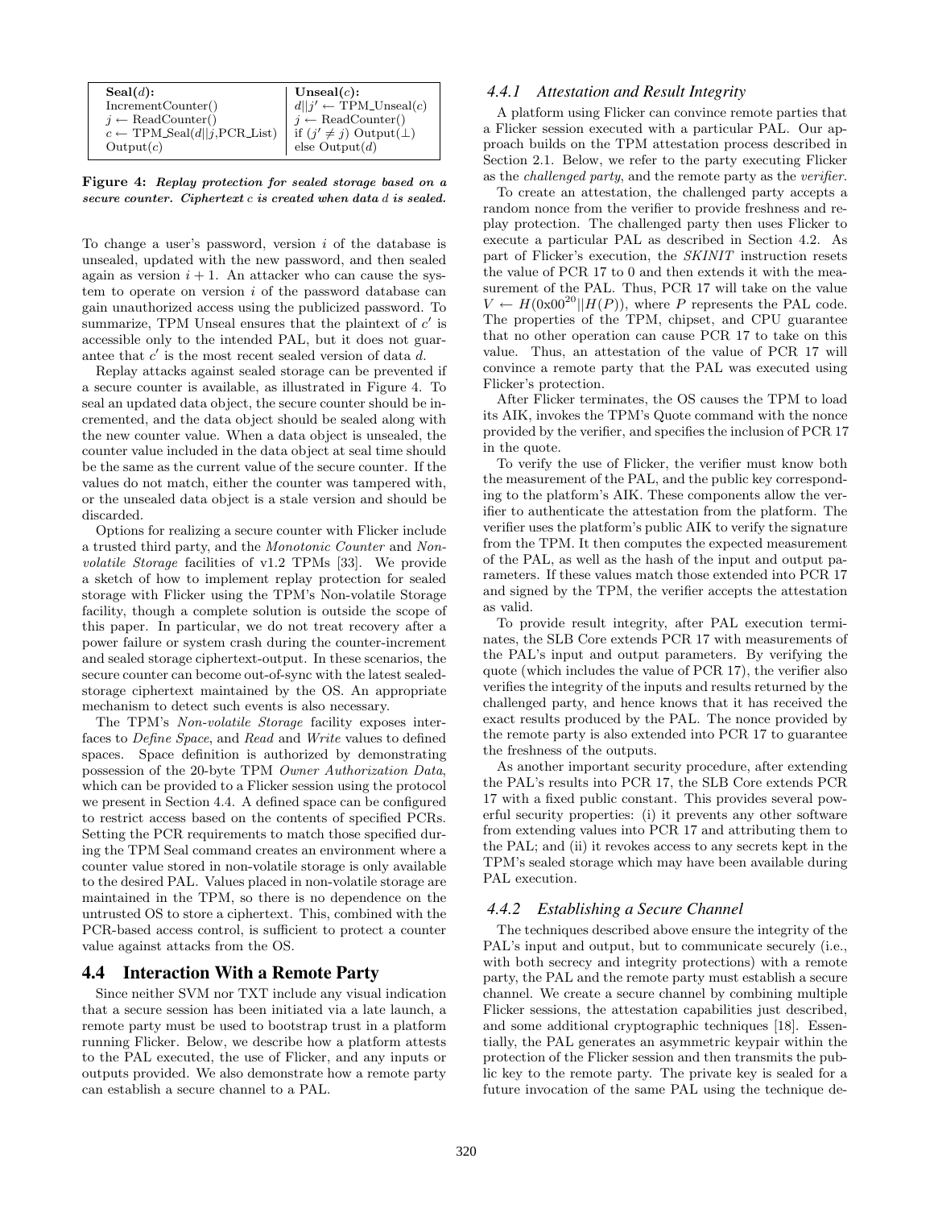| **Seal**($d$): | **Unseal**($c$): |
|---|---|
| IncrementCounter() | $d \| j' \leftarrow$ TPM_Unseal($c$) |
| $j \leftarrow$ ReadCounter() | $j \leftarrow$ ReadCounter() |
| $c \leftarrow$ TPM_Seal($d \| j$,PCR_List) | if ($j' \neq j$) Output($\perp$) |
| Output($c$) | else Output($d$) |

**Figure 4:** ***Replay protection for sealed storage based on a secure counter. Ciphertext $c$ is created when data $d$ is sealed.***

To change a user's password, version $i$ of the database is unsealed, updated with the new password, and then sealed again as version $i+1$. An attacker who can cause the system to operate on version $i$ of the password database can gain unauthorized access using the publicized password. To summarize, TPM Unseal ensures that the plaintext of $c'$ is accessible only to the intended PAL, but it does not guarantee that $c'$ is the most recent sealed version of data $d$.

Replay attacks against sealed storage can be prevented if a secure counter is available, as illustrated in Figure 4. To seal an updated data object, the secure counter should be incremented, and the data object should be sealed along with the new counter value. When a data object is unsealed, the counter value included in the data object at seal time should be the same as the current value of the secure counter. If the values do not match, either the counter was tampered with, or the unsealed data object is a stale version and should be discarded.

Options for realizing a secure counter with Flicker include a trusted third party, and the *Monotonic Counter* and *Non-volatile Storage* facilities of v1.2 TPMs [33]. We provide a sketch of how to implement replay protection for sealed storage with Flicker using the TPM's Non-volatile Storage facility, though a complete solution is outside the scope of this paper. In particular, we do not treat recovery after a power failure or system crash during the counter-increment and sealed storage ciphertext-output. In these scenarios, the secure counter can become out-of-sync with the latest sealed-storage ciphertext maintained by the OS. An appropriate mechanism to detect such events is also necessary.

The TPM's *Non-volatile Storage* facility exposes interfaces to *Define Space*, and *Read* and *Write* values to defined spaces. Space definition is authorized by demonstrating possession of the 20-byte TPM *Owner Authorization Data*, which can be provided to a Flicker session using the protocol we present in Section 4.4. A defined space can be configured to restrict access based on the contents of specified PCRs. Setting the PCR requirements to match those specified during the TPM Seal command creates an environment where a counter value stored in non-volatile storage is only available to the desired PAL. Values placed in non-volatile storage are maintained in the TPM, so there is no dependence on the untrusted OS to store a ciphertext. This, combined with the PCR-based access control, is sufficient to protect a counter value against attacks from the OS.

## 4.4 Interaction With a Remote Party

Since neither SVM nor TXT include any visual indication that a secure session has been initiated via a late launch, a remote party must be used to bootstrap trust in a platform running Flicker. Below, we describe how a platform attests to the PAL executed, the use of Flicker, and any inputs or outputs provided. We also demonstrate how a remote party can establish a secure channel to a PAL.

### 4.4.1 Attestation and Result Integrity

A platform using Flicker can convince remote parties that a Flicker session executed with a particular PAL. Our approach builds on the TPM attestation process described in Section 2.1. Below, we refer to the party executing Flicker as the *challenged party*, and the remote party as the *verifier*.

To create an attestation, the challenged party accepts a random nonce from the verifier to provide freshness and replay protection. The challenged party then uses Flicker to execute a particular PAL as described in Section 4.2. As part of Flicker's execution, the *SKINIT* instruction resets the value of PCR 17 to 0 and then extends it with the measurement of the PAL. Thus, PCR 17 will take on the value $V \leftarrow H(0\text{x}00^{20} || H(P))$, where $P$ represents the PAL code. The properties of the TPM, chipset, and CPU guarantee that no other operation can cause PCR 17 to take on this value. Thus, an attestation of the value of PCR 17 will convince a remote party that the PAL was executed using Flicker's protection.

After Flicker terminates, the OS causes the TPM to load its AIK, invokes the TPM's Quote command with the nonce provided by the verifier, and specifies the inclusion of PCR 17 in the quote.

To verify the use of Flicker, the verifier must know both the measurement of the PAL, and the public key corresponding to the platform's AIK. These components allow the verifier to authenticate the attestation from the platform. The verifier uses the platform's public AIK to verify the signature from the TPM. It then computes the expected measurement of the PAL, as well as the hash of the input and output parameters. If these values match those extended into PCR 17 and signed by the TPM, the verifier accepts the attestation as valid.

To provide result integrity, after PAL execution terminates, the SLB Core extends PCR 17 with measurements of the PAL's input and output parameters. By verifying the quote (which includes the value of PCR 17), the verifier also verifies the integrity of the inputs and results returned by the challenged party, and hence knows that it has received the exact results produced by the PAL. The nonce provided by the remote party is also extended into PCR 17 to guarantee the freshness of the outputs.

As another important security procedure, after extending the PAL's results into PCR 17, the SLB Core extends PCR 17 with a fixed public constant. This provides several powerful security properties: (i) it prevents any other software from extending values into PCR 17 and attributing them to the PAL; and (ii) it revokes access to any secrets kept in the TPM's sealed storage which may have been available during PAL execution.

### 4.4.2 Establishing a Secure Channel

The techniques described above ensure the integrity of the PAL's input and output, but to communicate securely (i.e., with both secrecy and integrity protections) with a remote party, the PAL and the remote party must establish a secure channel. We create a secure channel by combining multiple Flicker sessions, the attestation capabilities just described, and some additional cryptographic techniques [18]. Essentially, the PAL generates an asymmetric keypair within the protection of the Flicker session and then transmits the public key to the remote party. The private key is sealed for a future invocation of the same PAL using the technique de-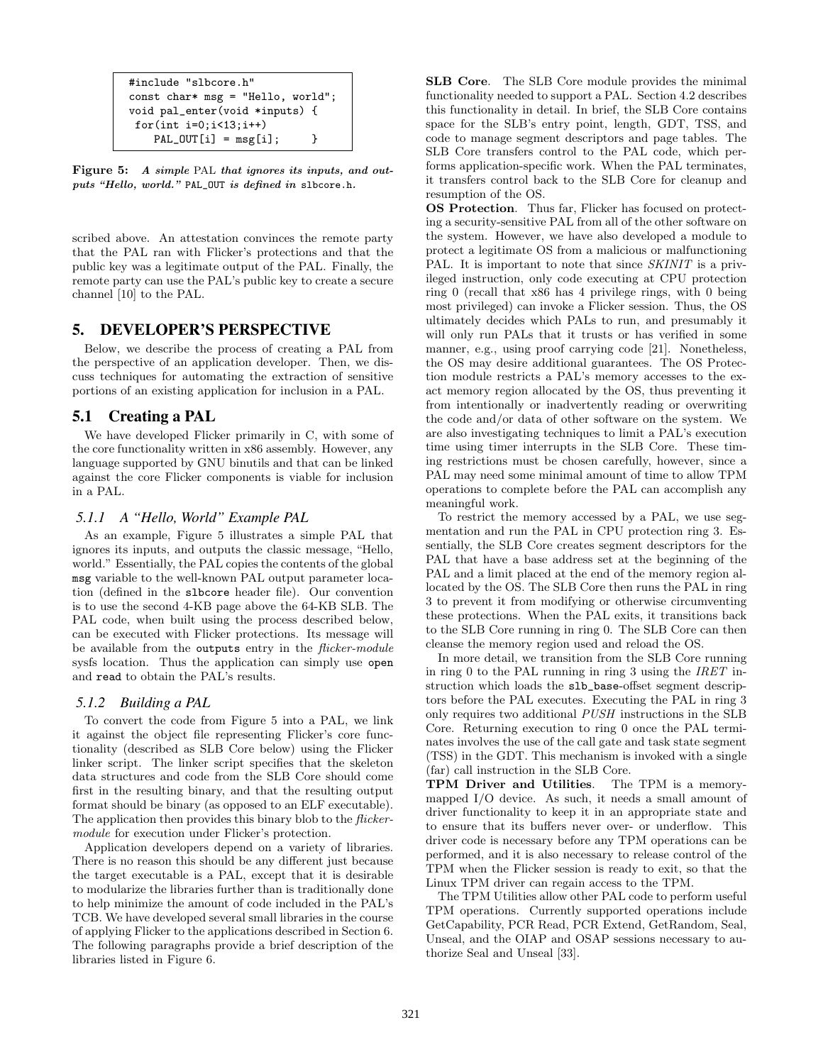```
#include "slbcore.h"
const char* msg = "Hello, world";
void pal_enter(void *inputs) {
 for(int i=0;i<13;i++)
    PAL_OUT[i] = msg[i];     }
```

**Figure 5:** ***A simple*** **PAL** ***that ignores its inputs, and outputs "Hello, world."*** **PAL_OUT** ***is defined in*** **slbcore.h*****.***

scribed above. An attestation convinces the remote party that the PAL ran with Flicker's protections and that the public key was a legitimate output of the PAL. Finally, the remote party can use the PAL's public key to create a secure channel [10] to the PAL.

## 5. DEVELOPER'S PERSPECTIVE

Below, we describe the process of creating a PAL from the perspective of an application developer. Then, we discuss techniques for automating the extraction of sensitive portions of an existing application for inclusion in a PAL.

### 5.1 Creating a PAL

We have developed Flicker primarily in C, with some of the core functionality written in x86 assembly. However, any language supported by GNU binutils and that can be linked against the core Flicker components is viable for inclusion in a PAL.

#### 5.1.1 A "Hello, World" Example PAL

As an example, Figure 5 illustrates a simple PAL that ignores its inputs, and outputs the classic message, "Hello, world." Essentially, the PAL copies the contents of the global `msg` variable to the well-known PAL output parameter location (defined in the `slbcore` header file). Our convention is to use the second 4-KB page above the 64-KB SLB. The PAL code, when built using the process described below, can be executed with Flicker protections. Its message will be available from the `outputs` entry in the *flicker-module* sysfs location. Thus the application can simply use `open` and `read` to obtain the PAL's results.

#### 5.1.2 Building a PAL

To convert the code from Figure 5 into a PAL, we link it against the object file representing Flicker's core functionality (described as SLB Core below) using the Flicker linker script. The linker script specifies that the skeleton data structures and code from the SLB Core should come first in the resulting binary, and that the resulting output format should be binary (as opposed to an ELF executable). The application then provides this binary blob to the *flicker-module* for execution under Flicker's protection.

Application developers depend on a variety of libraries. There is no reason this should be any different just because the target executable is a PAL, except that it is desirable to modularize the libraries further than is traditionally done to help minimize the amount of code included in the PAL's TCB. We have developed several small libraries in the course of applying Flicker to the applications described in Section 6. The following paragraphs provide a brief description of the libraries listed in Figure 6.

**SLB Core**. The SLB Core module provides the minimal functionality needed to support a PAL. Section 4.2 describes this functionality in detail. In brief, the SLB Core contains space for the SLB's entry point, length, GDT, TSS, and code to manage segment descriptors and page tables. The SLB Core transfers control to the PAL code, which performs application-specific work. When the PAL terminates, it transfers control back to the SLB Core for cleanup and resumption of the OS.

**OS Protection**. Thus far, Flicker has focused on protecting a security-sensitive PAL from all of the other software on the system. However, we have also developed a module to protect a legitimate OS from a malicious or malfunctioning PAL. It is important to note that since *SKINIT* is a privileged instruction, only code executing at CPU protection ring 0 (recall that x86 has 4 privilege rings, with 0 being most privileged) can invoke a Flicker session. Thus, the OS ultimately decides which PALs to run, and presumably it will only run PALs that it trusts or has verified in some manner, e.g., using proof carrying code [21]. Nonetheless, the OS may desire additional guarantees. The OS Protection module restricts a PAL's memory accesses to the exact memory region allocated by the OS, thus preventing it from intentionally or inadvertently reading or overwriting the code and/or data of other software on the system. We are also investigating techniques to limit a PAL's execution time using timer interrupts in the SLB Core. These timing restrictions must be chosen carefully, however, since a PAL may need some minimal amount of time to allow TPM operations to complete before the PAL can accomplish any meaningful work.

To restrict the memory accessed by a PAL, we use segmentation and run the PAL in CPU protection ring 3. Essentially, the SLB Core creates segment descriptors for the PAL that have a base address set at the beginning of the PAL and a limit placed at the end of the memory region allocated by the OS. The SLB Core then runs the PAL in ring 3 to prevent it from modifying or otherwise circumventing these protections. When the PAL exits, it transitions back to the SLB Core running in ring 0. The SLB Core can then cleanse the memory region used and reload the OS.

In more detail, we transition from the SLB Core running in ring 0 to the PAL running in ring 3 using the *IRET* instruction which loads the `slb_base`-offset segment descriptors before the PAL executes. Executing the PAL in ring 3 only requires two additional *PUSH* instructions in the SLB Core. Returning execution to ring 0 once the PAL terminates involves the use of the call gate and task state segment (TSS) in the GDT. This mechanism is invoked with a single (far) call instruction in the SLB Core.

**TPM Driver and Utilities**. The TPM is a memory-mapped I/O device. As such, it needs a small amount of driver functionality to keep it in an appropriate state and to ensure that its buffers never over- or underflow. This driver code is necessary before any TPM operations can be performed, and it is also necessary to release control of the TPM when the Flicker session is ready to exit, so that the Linux TPM driver can regain access to the TPM.

The TPM Utilities allow other PAL code to perform useful TPM operations. Currently supported operations include GetCapability, PCR Read, PCR Extend, GetRandom, Seal, Unseal, and the OIAP and OSAP sessions necessary to authorize Seal and Unseal [33].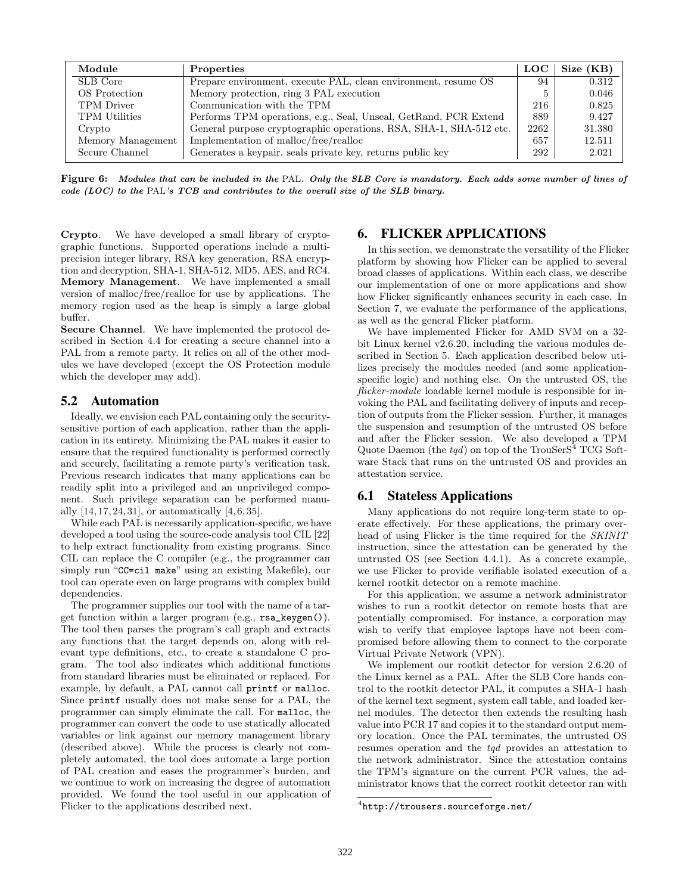| Module | Properties | LOC | Size (KB) |
|---|---|---|---|
| SLB Core | Prepare environment, execute PAL, clean environment, resume OS | 94 | 0.312 |
| OS Protection | Memory protection, ring 3 PAL execution | 5 | 0.046 |
| TPM Driver | Communication with the TPM | 216 | 0.825 |
| TPM Utilities | Performs TPM operations, e.g., Seal, Unseal, GetRand, PCR Extend | 889 | 9.427 |
| Crypto | General purpose cryptographic operations, RSA, SHA-1, SHA-512 etc. | 2262 | 31.380 |
| Memory Management | Implementation of malloc/free/realloc | 657 | 12.511 |
| Secure Channel | Generates a keypair, seals private key, returns public key | 292 | 2.021 |

**Figure 6:** ***Modules that can be included in the* PAL*. Only the SLB Core is mandatory. Each adds some number of lines of code (LOC) to the* PAL*'s TCB and contributes to the overall size of the SLB binary.***

**Crypto**. We have developed a small library of cryptographic functions. Supported operations include a multi-precision integer library, RSA key generation, RSA encryption and decryption, SHA-1, SHA-512, MD5, AES, and RC4.

**Memory Management**. We have implemented a small version of malloc/free/realloc for use by applications. The memory region used as the heap is simply a large global buffer.

**Secure Channel**. We have implemented the protocol described in Section 4.4 for creating a secure channel into a PAL from a remote party. It relies on all of the other modules we have developed (except the OS Protection module which the developer may add).

### 5.2 Automation

Ideally, we envision each PAL containing only the security-sensitive portion of each application, rather than the application in its entirety. Minimizing the PAL makes it easier to ensure that the required functionality is performed correctly and securely, facilitating a remote party's verification task. Previous research indicates that many applications can be readily split into a privileged and an unprivileged component. Such privilege separation can be performed manually [14, 17, 24, 31], or automatically [4, 6, 35].

While each PAL is necessarily application-specific, we have developed a tool using the source-code analysis tool CIL [22] to help extract functionality from existing programs. Since CIL can replace the C compiler (e.g., the programmer can simply run "`CC=cil make`" using an existing Makefile), our tool can operate even on large programs with complex build dependencies.

The programmer supplies our tool with the name of a target function within a larger program (e.g., `rsa_keygen()`). The tool then parses the program's call graph and extracts any functions that the target depends on, along with relevant type definitions, etc., to create a standalone C program. The tool also indicates which additional functions from standard libraries must be eliminated or replaced. For example, by default, a PAL cannot call `printf` or `malloc`. Since `printf` usually does not make sense for a PAL, the programmer can simply eliminate the call. For `malloc`, the programmer can convert the code to use statically allocated variables or link against our memory management library (described above). While the process is clearly not completely automated, the tool does automate a large portion of PAL creation and eases the programmer's burden, and we continue to work on increasing the degree of automation provided. We found the tool useful in our application of Flicker to the applications described next.

## 6. FLICKER APPLICATIONS

In this section, we demonstrate the versatility of the Flicker platform by showing how Flicker can be applied to several broad classes of applications. Within each class, we describe our implementation of one or more applications and show how Flicker significantly enhances security in each case. In Section 7, we evaluate the performance of the applications, as well as the general Flicker platform.

We have implemented Flicker for AMD SVM on a 32-bit Linux kernel v2.6.20, including the various modules described in Section 5. Each application described below utilizes precisely the modules needed (and some application-specific logic) and nothing else. On the untrusted OS, the *flicker-module* loadable kernel module is responsible for invoking the PAL and facilitating delivery of inputs and reception of outputs from the Flicker session. Further, it manages the suspension and resumption of the untrusted OS before and after the Flicker session. We also developed a TPM Quote Daemon (the *tqd*) on top of the TrouSerS[4] TCG Software Stack that runs on the untrusted OS and provides an attestation service.

### 6.1 Stateless Applications

Many applications do not require long-term state to operate effectively. For these applications, the primary overhead of using Flicker is the time required for the *SKINIT* instruction, since the attestation can be generated by the untrusted OS (see Section 4.4.1). As a concrete example, we use Flicker to provide verifiable isolated execution of a kernel rootkit detector on a remote machine.

For this application, we assume a network administrator wishes to run a rootkit detector on remote hosts that are potentially compromised. For instance, a corporation may wish to verify that employee laptops have not been compromised before allowing them to connect to the corporate Virtual Private Network (VPN).

We implement our rootkit detector for version 2.6.20 of the Linux kernel as a PAL. After the SLB Core hands control to the rootkit detector PAL, it computes a SHA-1 hash of the kernel text segment, system call table, and loaded kernel modules. The detector then extends the resulting hash value into PCR 17 and copies it to the standard output memory location. Once the PAL terminates, the untrusted OS resumes operation and the *tqd* provides an attestation to the network administrator. Since the attestation contains the TPM's signature on the current PCR values, the administrator knows that the correct rootkit detector ran with

[4] `http://trousers.sourceforge.net/`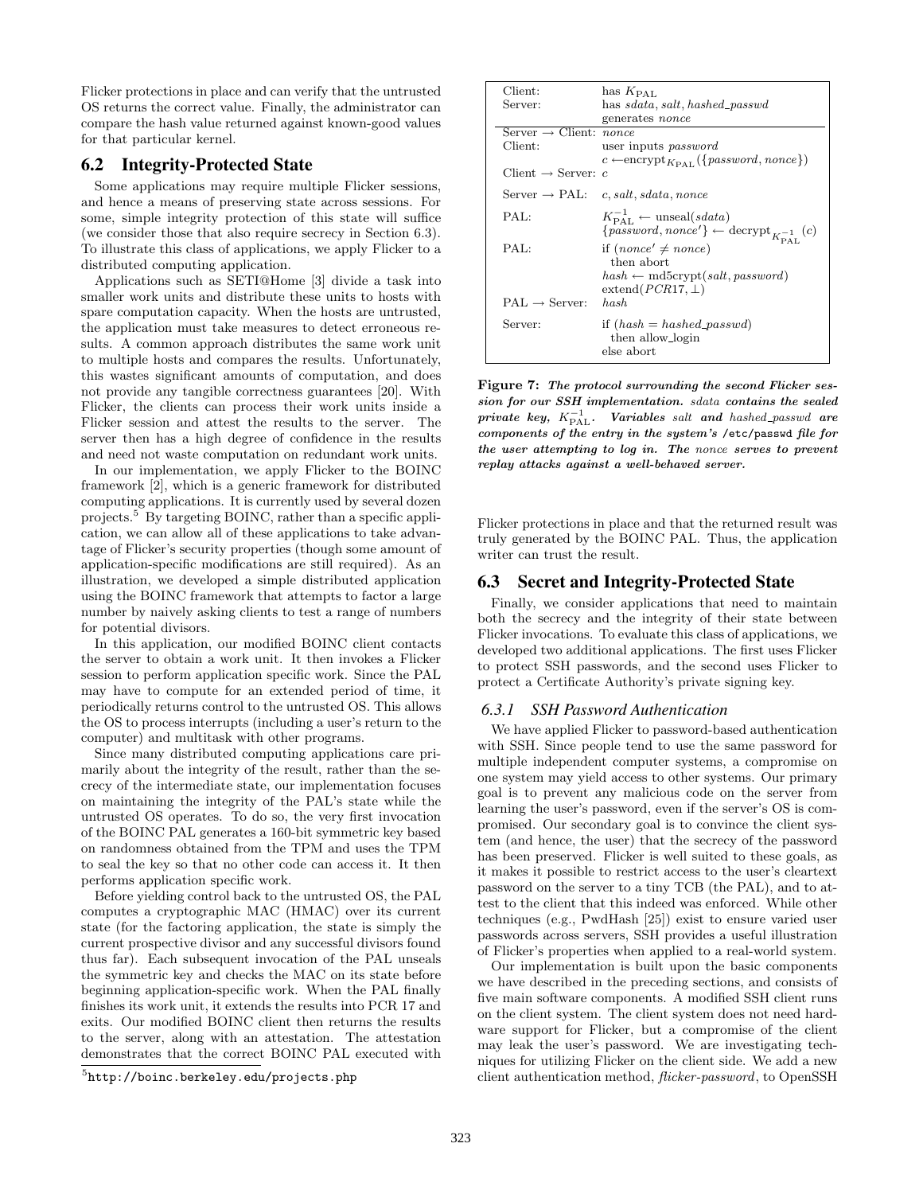Flicker protections in place and can verify that the untrusted OS returns the correct value. Finally, the administrator can compare the hash value returned against known-good values for that particular kernel.

## 6.2 Integrity-Protected State

Some applications may require multiple Flicker sessions, and hence a means of preserving state across sessions. For some, simple integrity protection of this state will suffice (we consider those that also require secrecy in Section 6.3). To illustrate this class of applications, we apply Flicker to a distributed computing application.

Applications such as SETI@Home [3] divide a task into smaller work units and distribute these units to hosts with spare computation capacity. When the hosts are untrusted, the application must take measures to detect erroneous results. A common approach distributes the same work unit to multiple hosts and compares the results. Unfortunately, this wastes significant amounts of computation, and does not provide any tangible correctness guarantees [20]. With Flicker, the clients can process their work units inside a Flicker session and attest the results to the server. The server then has a high degree of confidence in the results and need not waste computation on redundant work units.

In our implementation, we apply Flicker to the BOINC framework [2], which is a generic framework for distributed computing applications. It is currently used by several dozen projects.[5] By targeting BOINC, rather than a specific application, we can allow all of these applications to take advantage of Flicker's security properties (though some amount of application-specific modifications are still required). As an illustration, we developed a simple distributed application using the BOINC framework that attempts to factor a large number by naively asking clients to test a range of numbers for potential divisors.

In this application, our modified BOINC client contacts the server to obtain a work unit. It then invokes a Flicker session to perform application specific work. Since the PAL may have to compute for an extended period of time, it periodically returns control to the untrusted OS. This allows the OS to process interrupts (including a user's return to the computer) and multitask with other programs.

Since many distributed computing applications care primarily about the integrity of the result, rather than the secrecy of the intermediate state, our implementation focuses on maintaining the integrity of the PAL's state while the untrusted OS operates. To do so, the very first invocation of the BOINC PAL generates a 160-bit symmetric key based on randomness obtained from the TPM and uses the TPM to seal the key so that no other code can access it. It then performs application specific work.

Before yielding control back to the untrusted OS, the PAL computes a cryptographic MAC (HMAC) over its current state (for the factoring application, the state is simply the current prospective divisor and any successful divisors found thus far). Each subsequent invocation of the PAL unseals the symmetric key and checks the MAC on its state before beginning application-specific work. When the PAL finally finishes its work unit, it extends the results into PCR 17 and exits. Our modified BOINC client then returns the results to the server, along with an attestation. The attestation demonstrates that the correct BOINC PAL executed with Flicker protections in place and that the returned result was truly generated by the BOINC PAL. Thus, the application writer can trust the result.

[5] http://boinc.berkeley.edu/projects.php

| | |
|---|---|
| Client: | has $K_{\text{PAL}}$ |
| Server: | has $sdata, salt, hashed\_passwd$ <br> generates $nonce$ |
| Server → Client: | $nonce$ |
| Client: | user inputs $password$ <br> $c \leftarrow \text{encrypt}_{K_{\text{PAL}}}(\{password, nonce\})$ |
| Client → Server: | $c$ |
| Server → PAL: | $c, salt, sdata, nonce$ |
| PAL: | $K_{\text{PAL}}^{-1} \leftarrow \text{unseal}(sdata)$ <br> $\{password, nonce'\} \leftarrow \text{decrypt}_{K_{\text{PAL}}^{-1}}(c)$ |
| PAL: | if $(nonce' \neq nonce)$ <br> then abort <br> $hash \leftarrow \text{md5crypt}(salt, password)$ <br> $\text{extend}(PCR17, \perp)$ |
| PAL → Server: | $hash$ |
| Server: | if $(hash = hashed\_passwd)$ <br> then allow_login <br> else abort |

**Figure 7:** ***The protocol surrounding the second Flicker session for our SSH implementation.*** *sdata* ***contains the sealed private key,*** $K_{\text{PAL}}^{-1}$***. Variables*** *salt* ***and*** *hashed_passwd* ***are components of the entry in the system's*** `/etc/passwd` ***file for the user attempting to log in. The*** *nonce* ***serves to prevent replay attacks against a well-behaved server.***

## 6.3 Secret and Integrity-Protected State

Finally, we consider applications that need to maintain both the secrecy and the integrity of their state between Flicker invocations. To evaluate this class of applications, we developed two additional applications. The first uses Flicker to protect SSH passwords, and the second uses Flicker to protect a Certificate Authority's private signing key.

### 6.3.1 SSH Password Authentication

We have applied Flicker to password-based authentication with SSH. Since people tend to use the same password for multiple independent computer systems, a compromise on one system may yield access to other systems. Our primary goal is to prevent any malicious code on the server from learning the user's password, even if the server's OS is compromised. Our secondary goal is to convince the client system (and hence, the user) that the secrecy of the password has been preserved. Flicker is well suited to these goals, as it makes it possible to restrict access to the user's cleartext password on the server to a tiny TCB (the PAL), and to attest to the client that this indeed was enforced. While other techniques (e.g., PwdHash [25]) exist to ensure varied user passwords across servers, SSH provides a useful illustration of Flicker's properties when applied to a real-world system.

Our implementation is built upon the basic components we have described in the preceding sections, and consists of five main software components. A modified SSH client runs on the client system. The client system does not need hardware support for Flicker, but a compromise of the client may leak the user's password. We are investigating techniques for utilizing Flicker on the client side. We add a new client authentication method, *flicker-password*, to OpenSSH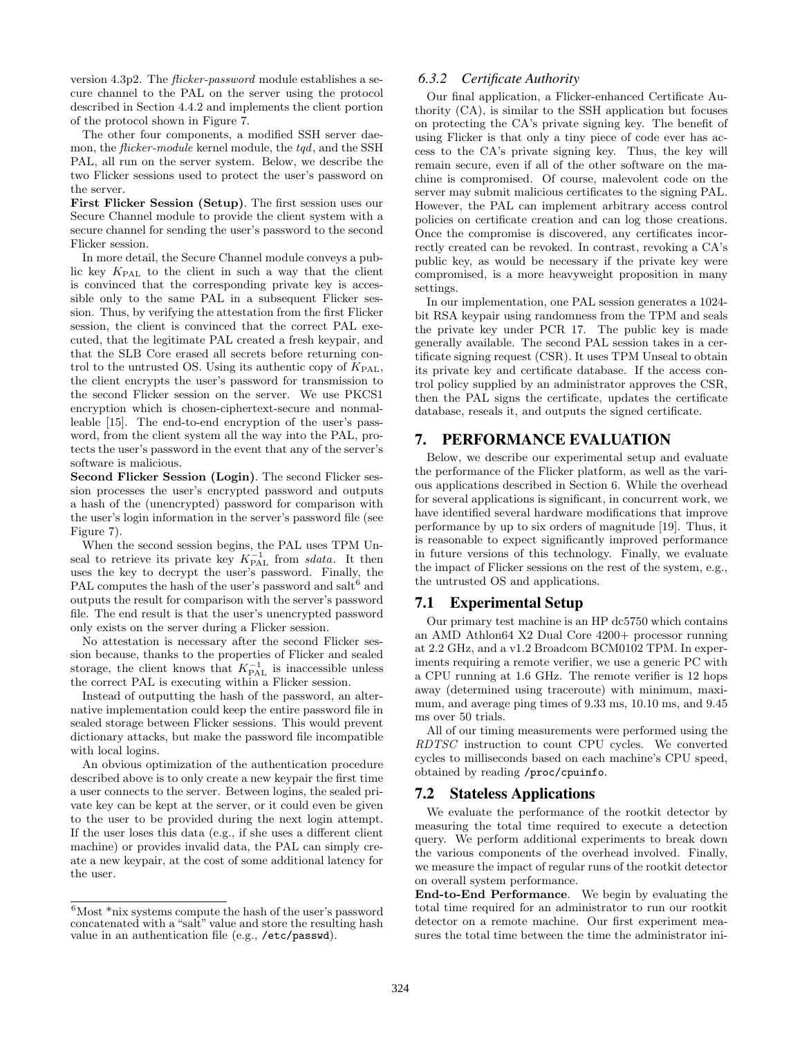version 4.3p2. The *flicker-password* module establishes a secure channel to the PAL on the server using the protocol described in Section 4.4.2 and implements the client portion of the protocol shown in Figure 7.

The other four components, a modified SSH server daemon, the *flicker-module* kernel module, the *tqd*, and the SSH PAL, all run on the server system. Below, we describe the two Flicker sessions used to protect the user's password on the server.

**First Flicker Session (Setup).** The first session uses our Secure Channel module to provide the client system with a secure channel for sending the user's password to the second Flicker session.

In more detail, the Secure Channel module conveys a public key $K_{\text{PAL}}$ to the client in such a way that the client is convinced that the corresponding private key is accessible only to the same PAL in a subsequent Flicker session. Thus, by verifying the attestation from the first Flicker session, the client is convinced that the correct PAL executed, that the legitimate PAL created a fresh keypair, and that the SLB Core erased all secrets before returning control to the untrusted OS. Using its authentic copy of $K_{\text{PAL}}$, the client encrypts the user's password for transmission to the second Flicker session on the server. We use PKCS1 encryption which is chosen-ciphertext-secure and nonmalleable [15]. The end-to-end encryption of the user's password, from the client system all the way into the PAL, protects the user's password in the event that any of the server's software is malicious.

**Second Flicker Session (Login).** The second Flicker session processes the user's encrypted password and outputs a hash of the (unencrypted) password for comparison with the user's login information in the server's password file (see Figure 7).

When the second session begins, the PAL uses TPM Unseal to retrieve its private key $K_{\text{PAL}}^{-1}$ from *sdata*. It then uses the key to decrypt the user's password. Finally, the PAL computes the hash of the user's password and salt[6] and outputs the result for comparison with the server's password file. The end result is that the user's unencrypted password only exists on the server during a Flicker session.

No attestation is necessary after the second Flicker session because, thanks to the properties of Flicker and sealed storage, the client knows that $K_{\text{PAL}}^{-1}$ is inaccessible unless the correct PAL is executing within a Flicker session.

Instead of outputting the hash of the password, an alternative implementation could keep the entire password file in sealed storage between Flicker sessions. This would prevent dictionary attacks, but make the password file incompatible with local logins.

An obvious optimization of the authentication procedure described above is to only create a new keypair the first time a user connects to the server. Between logins, the sealed private key can be kept at the server, or it could even be given to the user to be provided during the next login attempt. If the user loses this data (e.g., if she uses a different client machine) or provides invalid data, the PAL can simply create a new keypair, at the cost of some additional latency for the user.

[6] Most *nix systems compute the hash of the user's password concatenated with a "salt" value and store the resulting hash value in an authentication file (e.g., `/etc/passwd`).

### 6.3.2 Certificate Authority

Our final application, a Flicker-enhanced Certificate Authority (CA), is similar to the SSH application but focuses on protecting the CA's private signing key. The benefit of using Flicker is that only a tiny piece of code ever has access to the CA's private signing key. Thus, the key will remain secure, even if all of the other software on the machine is compromised. Of course, malevolent code on the server may submit malicious certificates to the signing PAL. However, the PAL can implement arbitrary access control policies on certificate creation and can log those creations. Once the compromise is discovered, any certificates incorrectly created can be revoked. In contrast, revoking a CA's public key, as would be necessary if the private key were compromised, is a more heavyweight proposition in many settings.

In our implementation, one PAL session generates a 1024-bit RSA keypair using randomness from the TPM and seals the private key under PCR 17. The public key is made generally available. The second PAL session takes in a certificate signing request (CSR). It uses TPM Unseal to obtain its private key and certificate database. If the access control policy supplied by an administrator approves the CSR, then the PAL signs the certificate, updates the certificate database, reseals it, and outputs the signed certificate.

## 7. PERFORMANCE EVALUATION

Below, we describe our experimental setup and evaluate the performance of the Flicker platform, as well as the various applications described in Section 6. While the overhead for several applications is significant, in concurrent work, we have identified several hardware modifications that improve performance by up to six orders of magnitude [19]. Thus, it is reasonable to expect significantly improved performance in future versions of this technology. Finally, we evaluate the impact of Flicker sessions on the rest of the system, e.g., the untrusted OS and applications.

## 7.1 Experimental Setup

Our primary test machine is an HP dc5750 which contains an AMD Athlon64 X2 Dual Core 4200+ processor running at 2.2 GHz, and a v1.2 Broadcom BCM0102 TPM. In experiments requiring a remote verifier, we use a generic PC with a CPU running at 1.6 GHz. The remote verifier is 12 hops away (determined using traceroute) with minimum, maximum, and average ping times of 9.33 ms, 10.10 ms, and 9.45 ms over 50 trials.

All of our timing measurements were performed using the *RDTSC* instruction to count CPU cycles. We converted cycles to milliseconds based on each machine's CPU speed, obtained by reading `/proc/cpuinfo`.

## 7.2 Stateless Applications

We evaluate the performance of the rootkit detector by measuring the total time required to execute a detection query. We perform additional experiments to break down the various components of the overhead involved. Finally, we measure the impact of regular runs of the rootkit detector on overall system performance.

**End-to-End Performance.** We begin by evaluating the total time required for an administrator to run our rootkit detector on a remote machine. Our first experiment measures the total time between the time the administrator ini-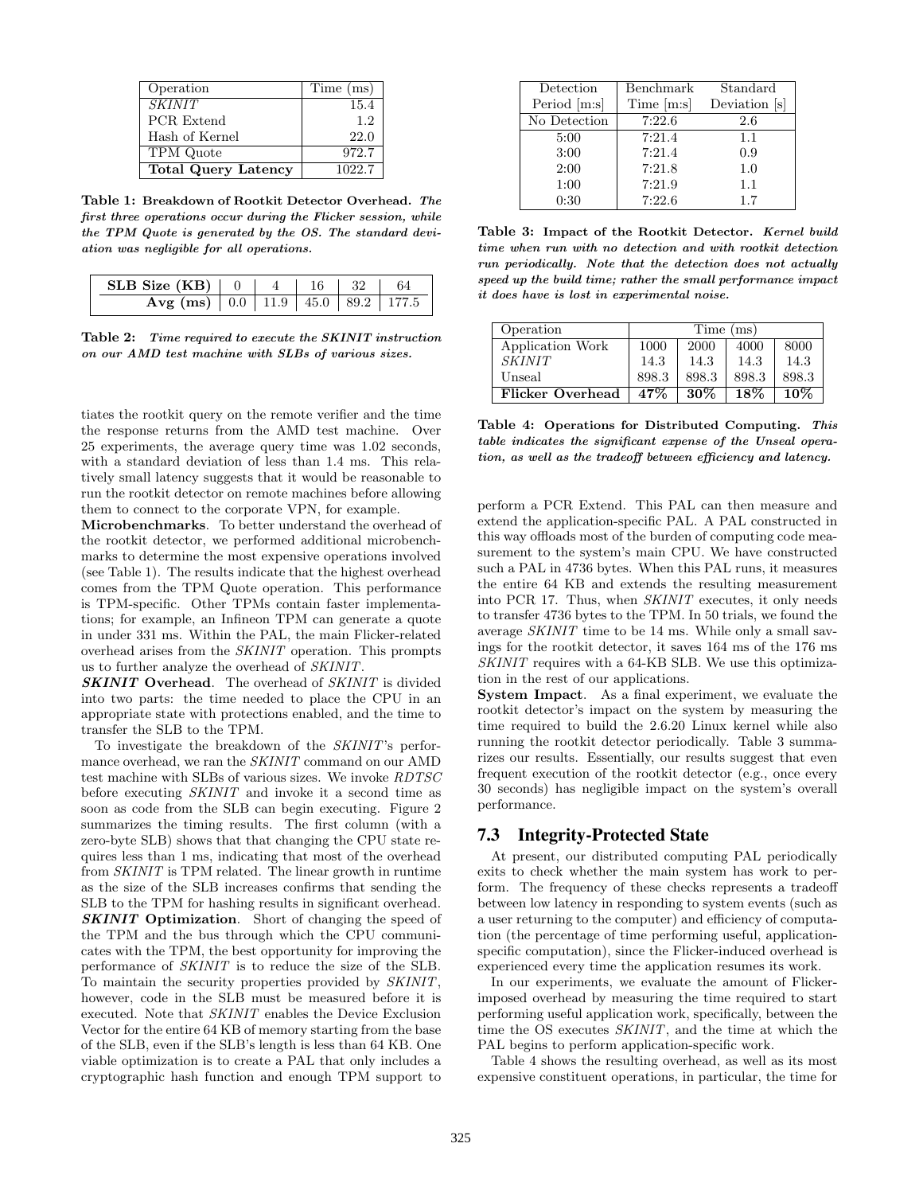| Operation | Time (ms) |
|---|---|
| *SKINIT* | 15.4 |
| PCR Extend | 1.2 |
| Hash of Kernel | 22.0 |
| TPM Quote | 972.7 |
| **Total Query Latency** | 1022.7 |

**Table 1: Breakdown of Rootkit Detector Overhead.** ***The first three operations occur during the Flicker session, while the TPM Quote is generated by the OS. The standard deviation was negligible for all operations.***

| **SLB Size (KB)** | 0 | 4 | 16 | 32 | 64 |
|---|---|---|---|---|---|
| **Avg (ms)** | 0.0 | 11.9 | 45.0 | 89.2 | 177.5 |

**Table 2:** ***Time required to execute the SKINIT instruction on our AMD test machine with SLBs of various sizes.***

tiates the rootkit query on the remote verifier and the time the response returns from the AMD test machine. Over 25 experiments, the average query time was 1.02 seconds, with a standard deviation of less than 1.4 ms. This relatively small latency suggests that it would be reasonable to run the rootkit detector on remote machines before allowing them to connect to the corporate VPN, for example.

**Microbenchmarks**. To better understand the overhead of the rootkit detector, we performed additional microbenchmarks to determine the most expensive operations involved (see Table 1). The results indicate that the highest overhead comes from the TPM Quote operation. This performance is TPM-specific. Other TPMs contain faster implementations; for example, an Infineon TPM can generate a quote in under 331 ms. Within the PAL, the main Flicker-related overhead arises from the *SKINIT* operation. This prompts us to further analyze the overhead of *SKINIT*.

***SKINIT* Overhead**. The overhead of *SKINIT* is divided into two parts: the time needed to place the CPU in an appropriate state with protections enabled, and the time to transfer the SLB to the TPM.

To investigate the breakdown of the *SKINIT*'s performance overhead, we ran the *SKINIT* command on our AMD test machine with SLBs of various sizes. We invoke *RDTSC* before executing *SKINIT* and invoke it a second time as soon as code from the SLB can begin executing. Figure 2 summarizes the timing results. The first column (with a zero-byte SLB) shows that that changing the CPU state requires less than 1 ms, indicating that most of the overhead from *SKINIT* is TPM related. The linear growth in runtime as the size of the SLB increases confirms that sending the SLB to the TPM for hashing results in significant overhead.

***SKINIT* Optimization**. Short of changing the speed of the TPM and the bus through which the CPU communicates with the TPM, the best opportunity for improving the performance of *SKINIT* is to reduce the size of the SLB. To maintain the security properties provided by *SKINIT*, however, code in the SLB must be measured before it is executed. Note that *SKINIT* enables the Device Exclusion Vector for the entire 64 KB of memory starting from the base of the SLB, even if the SLB's length is less than 64 KB. One viable optimization is to create a PAL that only includes a cryptographic hash function and enough TPM support to perform a PCR Extend. This PAL can then measure and extend the application-specific PAL. A PAL constructed in this way offloads most of the burden of computing code measurement to the system's main CPU. We have constructed such a PAL in 4736 bytes. When this PAL runs, it measures the entire 64 KB and extends the resulting measurement into PCR 17. Thus, when *SKINIT* executes, it only needs to transfer 4736 bytes to the TPM. In 50 trials, we found the average *SKINIT* time to be 14 ms. While only a small savings for the rootkit detector, it saves 164 ms of the 176 ms *SKINIT* requires with a 64-KB SLB. We use this optimization in the rest of our applications.

**System Impact**. As a final experiment, we evaluate the rootkit detector's impact on the system by measuring the time required to build the 2.6.20 Linux kernel while also running the rootkit detector periodically. Table 3 summarizes our results. Essentially, our results suggest that even frequent execution of the rootkit detector (e.g., once every 30 seconds) has negligible impact on the system's overall performance.

| Detection Period [m:s] | Benchmark Time [m:s] | Standard Deviation [s] |
|---|---|---|
| No Detection | 7:22.6 | 2.6 |
| 5:00 | 7:21.4 | 1.1 |
| 3:00 | 7:21.4 | 0.9 |
| 2:00 | 7:21.8 | 1.0 |
| 1:00 | 7:21.9 | 1.1 |
| 0:30 | 7:22.6 | 1.7 |

**Table 3: Impact of the Rootkit Detector.** ***Kernel build time when run with no detection and with rootkit detection run periodically. Note that the detection does not actually speed up the build time; rather the small performance impact it does have is lost in experimental noise.***

| Operation | Time (ms) | | | |
|---|---|---|---|---|
| Application Work | 1000 | 2000 | 4000 | 8000 |
| *SKINIT* | 14.3 | 14.3 | 14.3 | 14.3 |
| Unseal | 898.3 | 898.3 | 898.3 | 898.3 |
| **Flicker Overhead** | **47%** | **30%** | **18%** | **10%** |

**Table 4: Operations for Distributed Computing.** ***This table indicates the significant expense of the Unseal operation, as well as the tradeoff between efficiency and latency.***

## 7.3 Integrity-Protected State

At present, our distributed computing PAL periodically exits to check whether the main system has work to perform. The frequency of these checks represents a tradeoff between low latency in responding to system events (such as a user returning to the computer) and efficiency of computation (the percentage of time performing useful, application-specific computation), since the Flicker-induced overhead is experienced every time the application resumes its work.

In our experiments, we evaluate the amount of Flicker-imposed overhead by measuring the time required to start performing useful application work, specifically, between the time the OS executes *SKINIT*, and the time at which the PAL begins to perform application-specific work.

Table 4 shows the resulting overhead, as well as its most expensive constituent operations, in particular, the time for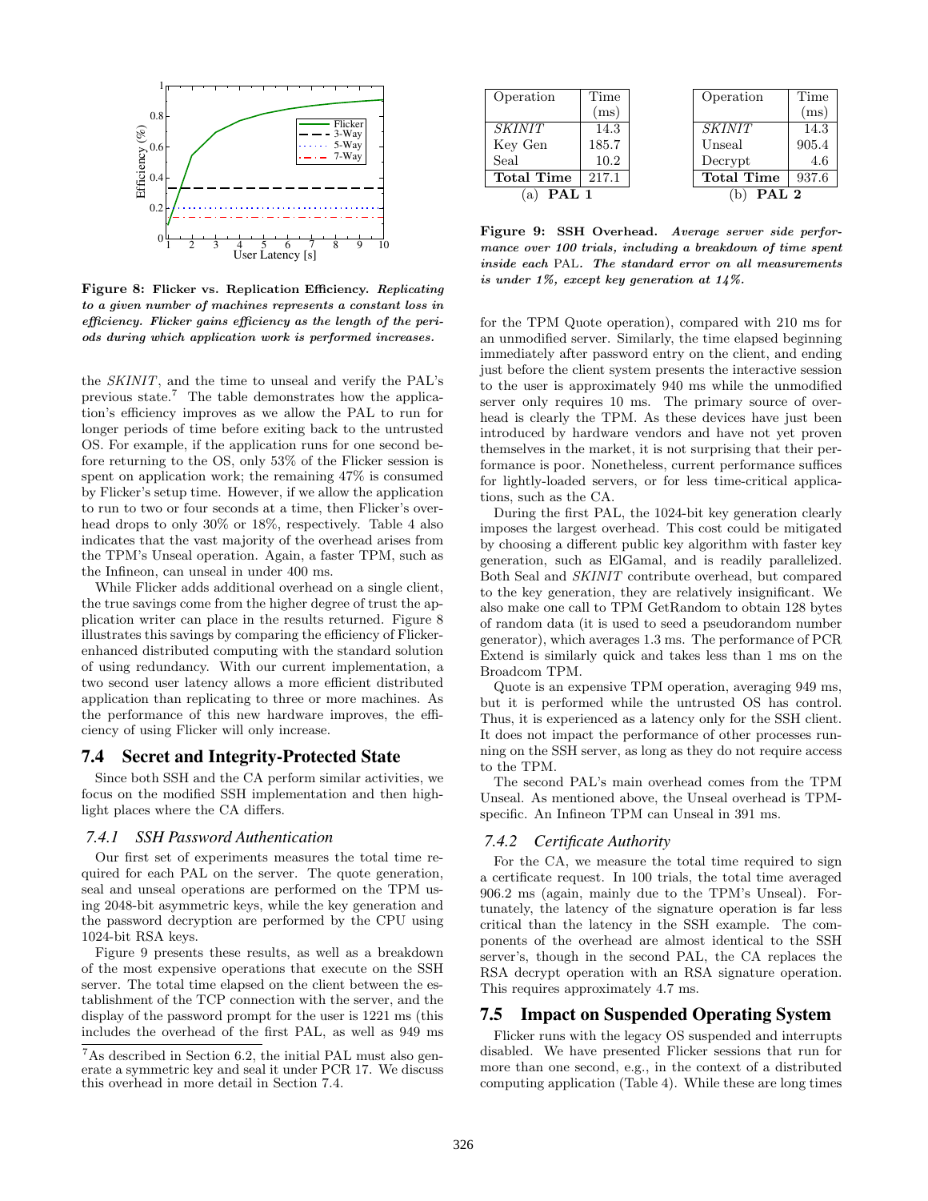Figure 8: **Flicker vs. Replication Efficiency.** *Replicating to a given number of machines represents a constant loss in efficiency. Flicker gains efficiency as the length of the periods during which application work is performed increases.*

the *SKINIT*, and the time to unseal and verify the PAL's previous state.[7] The table demonstrates how the application's efficiency improves as we allow the PAL to run for longer periods of time before exiting back to the untrusted OS. For example, if the application runs for one second before returning to the OS, only 53% of the Flicker session is spent on application work; the remaining 47% is consumed by Flicker's setup time. However, if we allow the application to run to two or four seconds at a time, then Flicker's overhead drops to only 30% or 18%, respectively. Table 4 also indicates that the vast majority of the overhead arises from the TPM's Unseal operation. Again, a faster TPM, such as the Infineon, can unseal in under 400 ms.

While Flicker adds additional overhead on a single client, the true savings come from the higher degree of trust the application writer can place in the results returned. Figure 8 illustrates this savings by comparing the efficiency of Flicker-enhanced distributed computing with the standard solution of using redundancy. With our current implementation, a two second user latency allows a more efficient distributed application than replicating to three or more machines. As the performance of this new hardware improves, the efficiency of using Flicker will only increase.

## 7.4 Secret and Integrity-Protected State

Since both SSH and the CA perform similar activities, we focus on the modified SSH implementation and then highlight places where the CA differs.

### 7.4.1 SSH Password Authentication

Our first set of experiments measures the total time required for each PAL on the server. The quote generation, seal and unseal operations are performed on the TPM using 2048-bit asymmetric keys, while the key generation and the password decryption are performed by the CPU using 1024-bit RSA keys.

Figure 9 presents these results, as well as a breakdown of the most expensive operations that execute on the SSH server. The total time elapsed on the client between the establishment of the TCP connection with the server, and the display of the password prompt for the user is 1221 ms (this includes the overhead of the first PAL, as well as 949 ms for the TPM Quote operation), compared with 210 ms for an unmodified server. Similarly, the time elapsed beginning immediately after password entry on the client, and ending just before the client system presents the interactive session to the user is approximately 940 ms while the unmodified server only requires 10 ms. The primary source of overhead is clearly the TPM. As these devices have just been introduced by hardware vendors and have not yet proven themselves in the market, it is not surprising that their performance is poor. Nonetheless, current performance suffices for lightly-loaded servers, or for less time-critical applications, such as the CA.

[7] As described in Section 6.2, the initial PAL must also generate a symmetric key and seal it under PCR 17. We discuss this overhead in more detail in Section 7.4.

| Operation | Time (ms) |
|---|---|
| *SKINIT* | 14.3 |
| Key Gen | 185.7 |
| Seal | 10.2 |
| **Total Time** | 217.1 |

(a) **PAL 1**

| Operation | Time (ms) |
|---|---|
| *SKINIT* | 14.3 |
| Unseal | 905.4 |
| Decrypt | 4.6 |
| **Total Time** | 937.6 |

(b) **PAL 2**

Figure 9: **SSH Overhead.** *Average server side performance over 100 trials, including a breakdown of time spent inside each* PAL*. The standard error on all measurements is under 1%, except key generation at 14%.*

During the first PAL, the 1024-bit key generation clearly imposes the largest overhead. This cost could be mitigated by choosing a different public key algorithm with faster key generation, such as ElGamal, and is readily parallelized. Both Seal and *SKINIT* contribute overhead, but compared to the key generation, they are relatively insignificant. We also make one call to TPM GetRandom to obtain 128 bytes of random data (it is used to seed a pseudorandom number generator), which averages 1.3 ms. The performance of PCR Extend is similarly quick and takes less than 1 ms on the Broadcom TPM.

Quote is an expensive TPM operation, averaging 949 ms, but it is performed while the untrusted OS has control. Thus, it is experienced as a latency only for the SSH client. It does not impact the performance of other processes running on the SSH server, as long as they do not require access to the TPM.

The second PAL's main overhead comes from the TPM Unseal. As mentioned above, the Unseal overhead is TPM-specific. An Infineon TPM can Unseal in 391 ms.

### 7.4.2 Certificate Authority

For the CA, we measure the total time required to sign a certificate request. In 100 trials, the total time averaged 906.2 ms (again, mainly due to the TPM's Unseal). Fortunately, the latency of the signature operation is far less critical than the latency in the SSH example. The components of the overhead are almost identical to the SSH server's, though in the second PAL, the CA replaces the RSA decrypt operation with an RSA signature operation. This requires approximately 4.7 ms.

## 7.5 Impact on Suspended Operating System

Flicker runs with the legacy OS suspended and interrupts disabled. We have presented Flicker sessions that run for more than one second, e.g., in the context of a distributed computing application (Table 4). While these are long times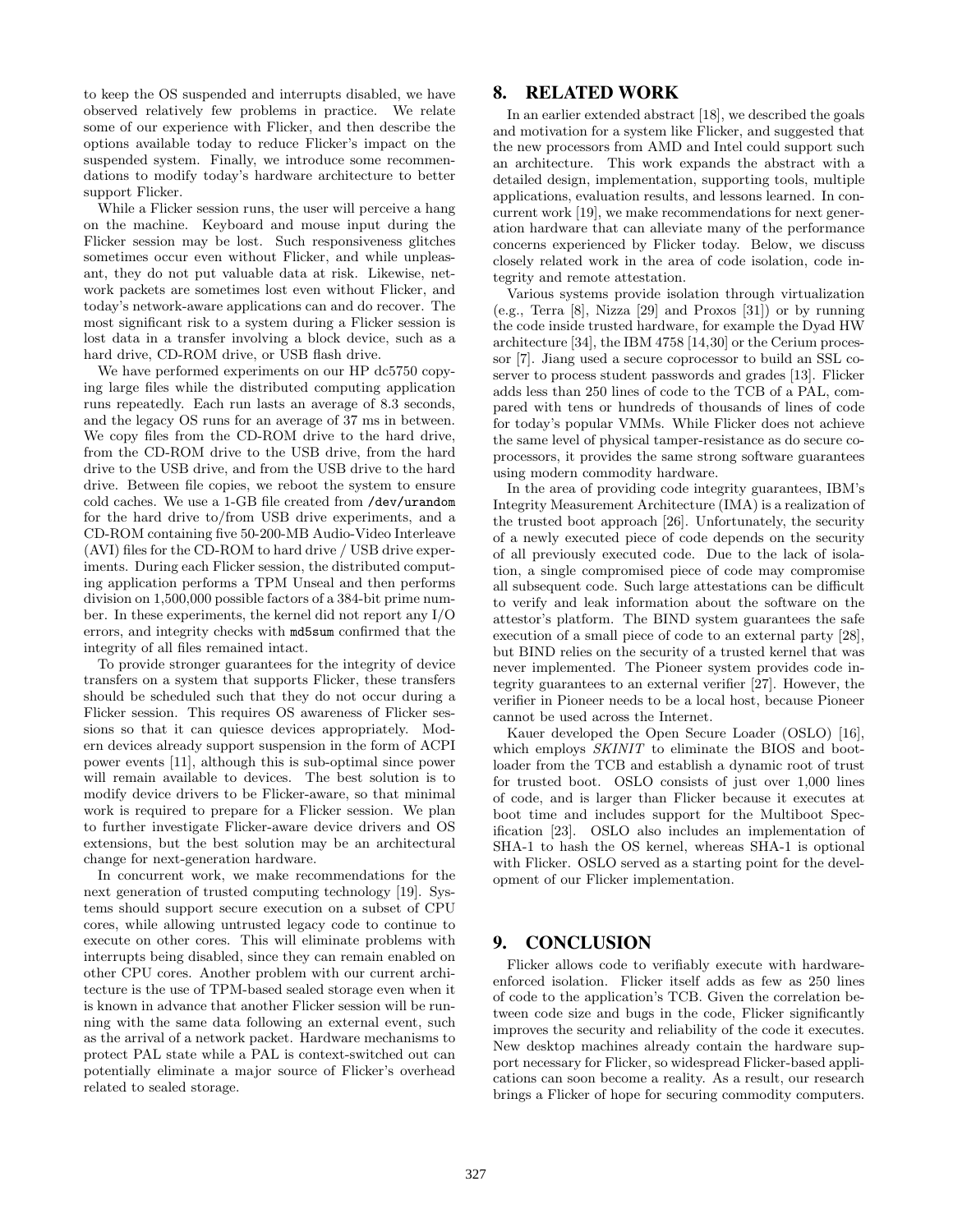to keep the OS suspended and interrupts disabled, we have observed relatively few problems in practice. We relate some of our experience with Flicker, and then describe the options available today to reduce Flicker's impact on the suspended system. Finally, we introduce some recommendations to modify today's hardware architecture to better support Flicker.

While a Flicker session runs, the user will perceive a hang on the machine. Keyboard and mouse input during the Flicker session may be lost. Such responsiveness glitches sometimes occur even without Flicker, and while unpleasant, they do not put valuable data at risk. Likewise, network packets are sometimes lost even without Flicker, and today's network-aware applications can and do recover. The most significant risk to a system during a Flicker session is lost data in a transfer involving a block device, such as a hard drive, CD-ROM drive, or USB flash drive.

We have performed experiments on our HP dc5750 copying large files while the distributed computing application runs repeatedly. Each run lasts an average of 8.3 seconds, and the legacy OS runs for an average of 37 ms in between. We copy files from the CD-ROM drive to the hard drive, from the CD-ROM drive to the USB drive, from the hard drive to the USB drive, and from the USB drive to the hard drive. Between file copies, we reboot the system to ensure cold caches. We use a 1-GB file created from `/dev/urandom` for the hard drive to/from USB drive experiments, and a CD-ROM containing five 50-200-MB Audio-Video Interleave (AVI) files for the CD-ROM to hard drive / USB drive experiments. During each Flicker session, the distributed computing application performs a TPM Unseal and then performs division on 1,500,000 possible factors of a 384-bit prime number. In these experiments, the kernel did not report any I/O errors, and integrity checks with `md5sum` confirmed that the integrity of all files remained intact.

To provide stronger guarantees for the integrity of device transfers on a system that supports Flicker, these transfers should be scheduled such that they do not occur during a Flicker session. This requires OS awareness of Flicker sessions so that it can quiesce devices appropriately. Modern devices already support suspension in the form of ACPI power events [11], although this is sub-optimal since power will remain available to devices. The best solution is to modify device drivers to be Flicker-aware, so that minimal work is required to prepare for a Flicker session. We plan to further investigate Flicker-aware device drivers and OS extensions, but the best solution may be an architectural change for next-generation hardware.

In concurrent work, we make recommendations for the next generation of trusted computing technology [19]. Systems should support secure execution on a subset of CPU cores, while allowing untrusted legacy code to continue to execute on other cores. This will eliminate problems with interrupts being disabled, since they can remain enabled on other CPU cores. Another problem with our current architecture is the use of TPM-based sealed storage even when it is known in advance that another Flicker session will be running with the same data following an external event, such as the arrival of a network packet. Hardware mechanisms to protect PAL state while a PAL is context-switched out can potentially eliminate a major source of Flicker's overhead related to sealed storage.

# 8. RELATED WORK

In an earlier extended abstract [18], we described the goals and motivation for a system like Flicker, and suggested that the new processors from AMD and Intel could support such an architecture. This work expands the abstract with a detailed design, implementation, supporting tools, multiple applications, evaluation results, and lessons learned. In concurrent work [19], we make recommendations for next generation hardware that can alleviate many of the performance concerns experienced by Flicker today. Below, we discuss closely related work in the area of code isolation, code integrity and remote attestation.

Various systems provide isolation through virtualization (e.g., Terra [8], Nizza [29] and Proxos [31]) or by running the code inside trusted hardware, for example the Dyad HW architecture [34], the IBM 4758 [14,30] or the Cerium processor [7]. Jiang used a secure coprocessor to build an SSL coserver to process student passwords and grades [13]. Flicker adds less than 250 lines of code to the TCB of a PAL, compared with tens or hundreds of thousands of lines of code for today's popular VMMs. While Flicker does not achieve the same level of physical tamper-resistance as do secure coprocessors, it provides the same strong software guarantees using modern commodity hardware.

In the area of providing code integrity guarantees, IBM's Integrity Measurement Architecture (IMA) is a realization of the trusted boot approach [26]. Unfortunately, the security of a newly executed piece of code depends on the security of all previously executed code. Due to the lack of isolation, a single compromised piece of code may compromise all subsequent code. Such large attestations can be difficult to verify and leak information about the software on the attestor's platform. The BIND system guarantees the safe execution of a small piece of code to an external party [28], but BIND relies on the security of a trusted kernel that was never implemented. The Pioneer system provides code integrity guarantees to an external verifier [27]. However, the verifier in Pioneer needs to be a local host, because Pioneer cannot be used across the Internet.

Kauer developed the Open Secure Loader (OSLO) [16], which employs *SKINIT* to eliminate the BIOS and bootloader from the TCB and establish a dynamic root of trust for trusted boot. OSLO consists of just over 1,000 lines of code, and is larger than Flicker because it executes at boot time and includes support for the Multiboot Specification [23]. OSLO also includes an implementation of SHA-1 to hash the OS kernel, whereas SHA-1 is optional with Flicker. OSLO served as a starting point for the development of our Flicker implementation.

# 9. CONCLUSION

Flicker allows code to verifiably execute with hardware-enforced isolation. Flicker itself adds as few as 250 lines of code to the application's TCB. Given the correlation between code size and bugs in the code, Flicker significantly improves the security and reliability of the code it executes. New desktop machines already contain the hardware support necessary for Flicker, so widespread Flicker-based applications can soon become a reality. As a result, our research brings a Flicker of hope for securing commodity computers.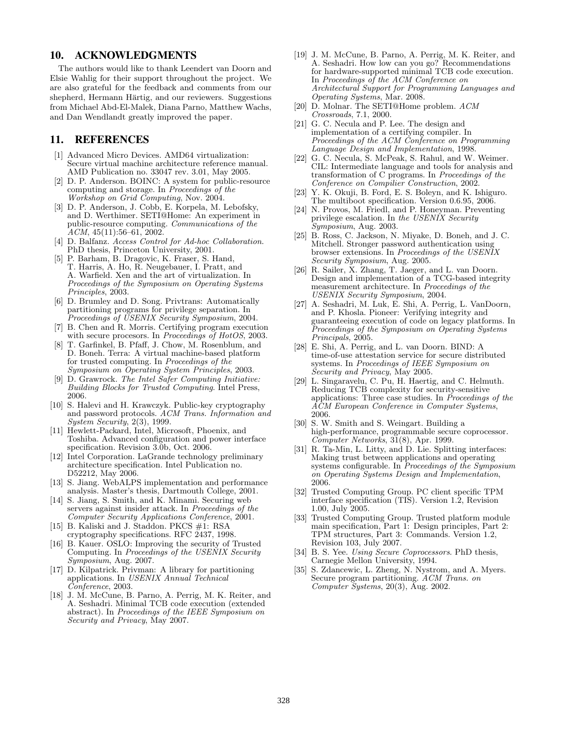## 10. ACKNOWLEDGMENTS

The authors would like to thank Leendert van Doorn and Elsie Wahlig for their support throughout the project. We are also grateful for the feedback and comments from our shepherd, Hermann Härtig, and our reviewers. Suggestions from Michael Abd-El-Malek, Diana Parno, Matthew Wachs, and Dan Wendlandt greatly improved the paper.

## 11. REFERENCES

[1] Advanced Micro Devices. AMD64 virtualization: Secure virtual machine architecture reference manual. AMD Publication no. 33047 rev. 3.01, May 2005.

[2] D. P. Anderson. BOINC: A system for public-resource computing and storage. In *Proceedings of the Workshop on Grid Computing*, Nov. 2004.

[3] D. P. Anderson, J. Cobb, E. Korpela, M. Lebofsky, and D. Werthimer. SETI@Home: An experiment in public-resource computing. *Communications of the ACM*, 45(11):56–61, 2002.

[4] D. Balfanz. *Access Control for Ad-hoc Collaboration*. PhD thesis, Princeton University, 2001.

[5] P. Barham, B. Dragovic, K. Fraser, S. Hand, T. Harris, A. Ho, R. Neugebauer, I. Pratt, and A. Warfield. Xen and the art of virtualization. In *Proceedings of the Symposium on Operating Systems Principles*, 2003.

[6] D. Brumley and D. Song. Privtrans: Automatically partitioning programs for privilege separation. In *Proceedings of USENIX Security Symposium*, 2004.

[7] B. Chen and R. Morris. Certifying program execution with secure procesors. In *Proceedings of HotOS*, 2003.

[8] T. Garfinkel, B. Pfaff, J. Chow, M. Rosenblum, and D. Boneh. Terra: A virtual machine-based platform for trusted computing. In *Proceedings of the Symposium on Operating System Principles*, 2003.

[9] D. Grawrock. *The Intel Safer Computing Initiative: Building Blocks for Trusted Computing*. Intel Press, 2006.

[10] S. Halevi and H. Krawczyk. Public-key cryptography and password protocols. *ACM Trans. Information and System Security*, 2(3), 1999.

[11] Hewlett-Packard, Intel, Microsoft, Phoenix, and Toshiba. Advanced configuration and power interface specification. Revision 3.0b, Oct. 2006.

[12] Intel Corporation. LaGrande technology preliminary architecture specification. Intel Publication no. D52212, May 2006.

[13] S. Jiang. WebALPS implementation and performance analysis. Master's thesis, Dartmouth College, 2001.

[14] S. Jiang, S. Smith, and K. Minami. Securing web servers against insider attack. In *Proceedings of the Computer Security Applications Conference*, 2001.

[15] B. Kaliski and J. Staddon. PKCS #1: RSA cryptography specifications. RFC 2437, 1998.

[16] B. Kauer. OSLO: Improving the security of Trusted Computing. In *Proceedings of the USENIX Security Symposium*, Aug. 2007.

[17] D. Kilpatrick. Privman: A library for partitioning applications. In *USENIX Annual Technical Conference*, 2003.

[18] J. M. McCune, B. Parno, A. Perrig, M. K. Reiter, and A. Seshadri. Minimal TCB code execution (extended abstract). In *Proceedings of the IEEE Symposium on Security and Privacy*, May 2007.

[19] J. M. McCune, B. Parno, A. Perrig, M. K. Reiter, and A. Seshadri. How low can you go? Recommendations for hardware-supported minimal TCB code execution. In *Proceedings of the ACM Conference on Architectural Support for Programming Languages and Operating Systems*, Mar. 2008.

[20] D. Molnar. The SETI@Home problem. *ACM Crossroads*, 7.1, 2000.

[21] G. C. Necula and P. Lee. The design and implementation of a certifying compiler. In *Proceedings of the ACM Conference on Programming Language Design and Implementation*, 1998.

[22] G. C. Necula, S. McPeak, S. Rahul, and W. Weimer. CIL: Intermediate language and tools for analysis and transformation of C programs. In *Proceedings of the Conference on Compilier Construction*, 2002.

[23] Y. K. Okuji, B. Ford, E. S. Boleyn, and K. Ishiguro. The multiboot specification. Version 0.6.95, 2006.

[24] N. Provos, M. Friedl, and P. Honeyman. Preventing privilege escalation. In *the USENIX Security Symposium*, Aug. 2003.

[25] B. Ross, C. Jackson, N. Miyake, D. Boneh, and J. C. Mitchell. Stronger password authentication using browser extensions. In *Proceedings of the USENIX Security Symposium*, Aug. 2005.

[26] R. Sailer, X. Zhang, T. Jaeger, and L. van Doorn. Design and implementation of a TCG-based integrity measurement architecture. In *Proceedings of the USENIX Security Symposium*, 2004.

[27] A. Seshadri, M. Luk, E. Shi, A. Perrig, L. VanDoorn, and P. Khosla. Pioneer: Verifying integrity and guaranteeing execution of code on legacy platforms. In *Proceedings of the Symposium on Operating Systems Principals*, 2005.

[28] E. Shi, A. Perrig, and L. van Doorn. BIND: A time-of-use attestation service for secure distributed systems. In *Proceedings of IEEE Symposium on Security and Privacy*, May 2005.

[29] L. Singaravelu, C. Pu, H. Haertig, and C. Helmuth. Reducing TCB complexity for security-sensitive applications: Three case studies. In *Proceedings of the ACM European Conference in Computer Systems*, 2006.

[30] S. W. Smith and S. Weingart. Building a high-performance, programmable secure coprocessor. *Computer Networks*, 31(8), Apr. 1999.

[31] R. Ta-Min, L. Litty, and D. Lie. Splitting interfaces: Making trust between applications and operating systems configurable. In *Proceedings of the Symposium on Operating Systems Design and Implementation*, 2006.

[32] Trusted Computing Group. PC client specific TPM interface specification (TIS). Version 1.2, Revision 1.00, July 2005.

[33] Trusted Computing Group. Trusted platform module main specification, Part 1: Design principles, Part 2: TPM structures, Part 3: Commands. Version 1.2, Revision 103, July 2007.

[34] B. S. Yee. *Using Secure Coprocessors*. PhD thesis, Carnegie Mellon University, 1994.

[35] S. Zdancewic, L. Zheng, N. Nystrom, and A. Myers. Secure program partitioning. *ACM Trans. on Computer Systems*, 20(3), Aug. 2002.